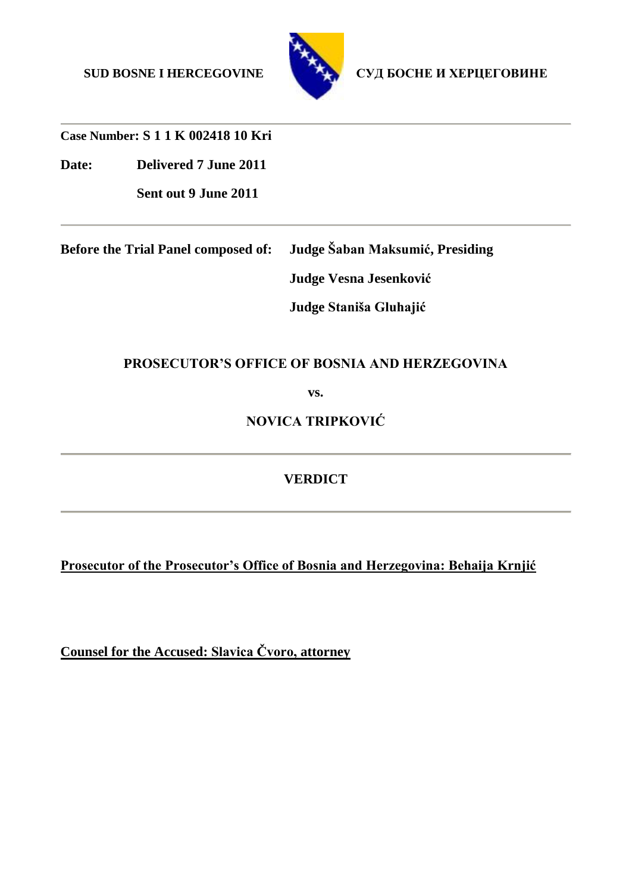**SUD BOSNE I HERCEGOVINE** **СУД БОСНЕ И ХЕРЦЕГОВИНЕ**

---

**Case Number: S 1 1 K 002418 10 Kri**

**Date:** **Delivered 7 June 2011**

**Sent out 9 June 2011**

---

**Before the Trial Panel composed of:** **Judge Šaban Maksumić, Presiding**

**Judge Vesna Jesenković**

**Judge Staniša Gluhajić**

**PROSECUTOR'S OFFICE OF BOSNIA AND HERZEGOVINA**

**vs.**

**NOVICA TRIPKOVIĆ**

---

# VERDICT

---

**<u>Prosecutor of the Prosecutor's Office of Bosnia and Herzegovina: Behaija Krnjić</u>**

**<u>Counsel for the Accused: Slavica Čvoro, attorney</u>**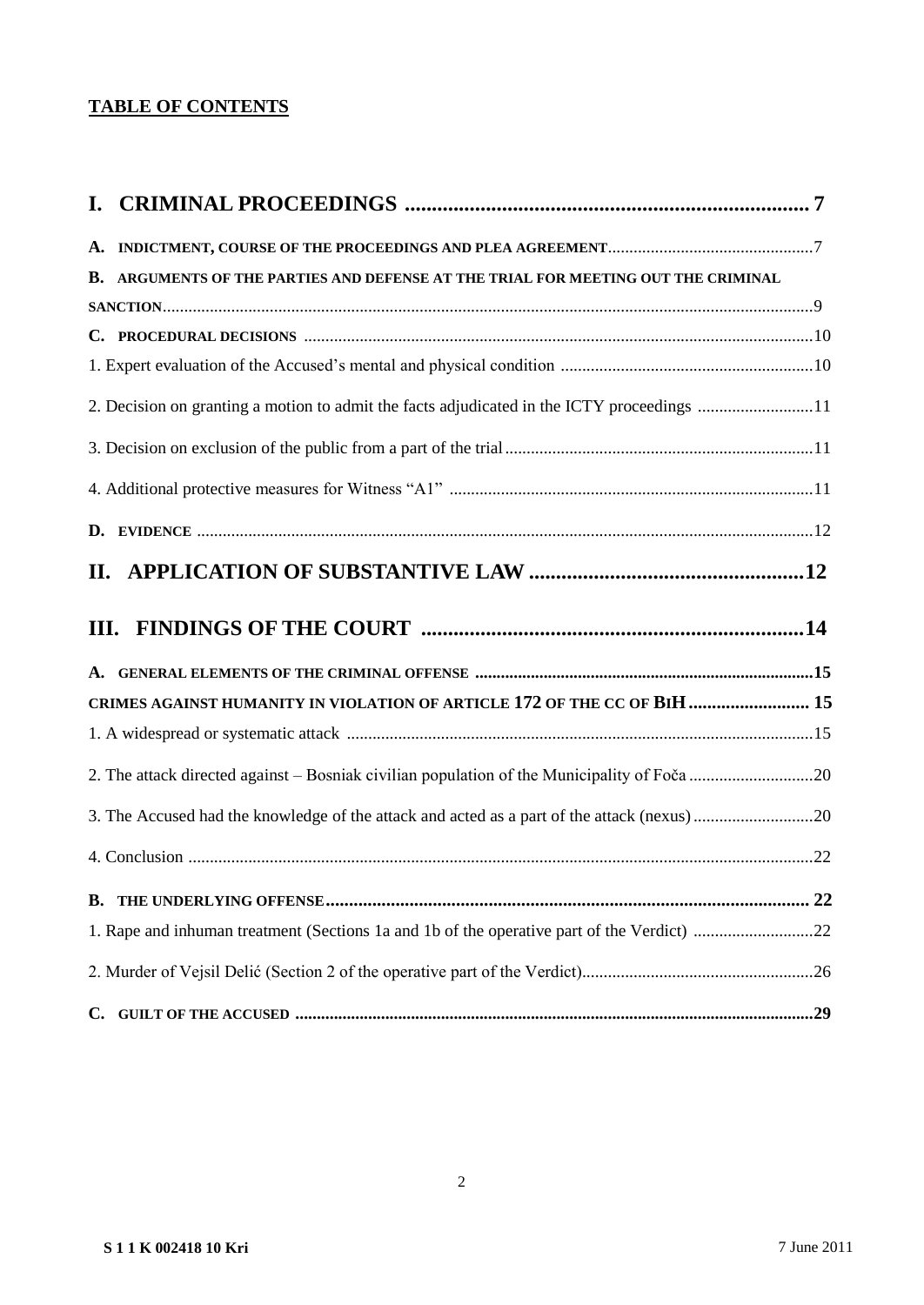**TABLE OF CONTENTS**

I. CRIMINAL PROCEEDINGS ........................................................................ 7

A. INDICTMENT, COURSE OF THE PROCEEDINGS AND PLEA AGREEMENT................................................7

B. ARGUMENTS OF THE PARTIES AND DEFENSE AT THE TRIAL FOR MEETING OUT THE CRIMINAL SANCTION..........................................................................................................................................9

C. PROCEDURAL DECISIONS ......................................................................................................10

1. Expert evaluation of the Accused's mental and physical condition ..........................................................10

2. Decision on granting a motion to admit the facts adjudicated in the ICTY proceedings ...........................11

3. Decision on exclusion of the public from a part of the trial.......................................................................11

4. Additional protective measures for Witness "A1" ....................................................................................11

D. EVIDENCE ...............................................................................................................................12

II. APPLICATION OF SUBSTANTIVE LAW ..................................................12

III. FINDINGS OF THE COURT .......................................................................14

A. GENERAL ELEMENTS OF THE CRIMINAL OFFENSE ..............................................................................15

CRIMES AGAINST HUMANITY IN VIOLATION OF ARTICLE 172 OF THE CC OF BIH .......................... 15

1. A widespread or systematic attack ...........................................................................................................15

2. The attack directed against – Bosniak civilian population of the Municipality of Foča .............................20

3. The Accused had the knowledge of the attack and acted as a part of the attack (nexus)............................20

4. Conclusion ................................................................................................................................................22

B. THE UNDERLYING OFFENSE..................................................................................................... 22

1. Rape and inhuman treatment (Sections 1a and 1b of the operative part of the Verdict) ............................22

2. Murder of Vejsil Delić (Section 2 of the operative part of the Verdict).....................................................26

C. GUILT OF THE ACCUSED .......................................................................................................29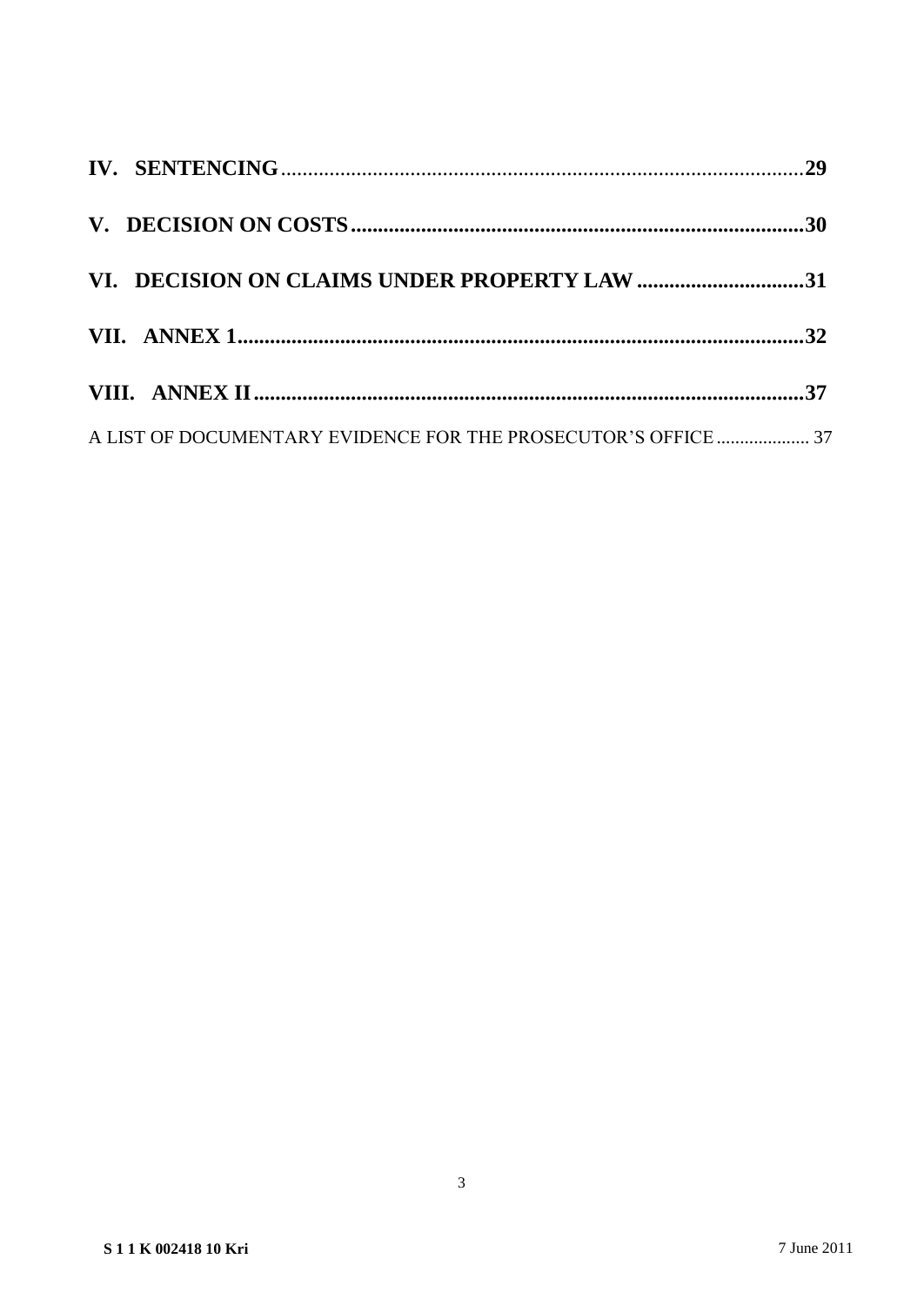**IV. SENTENCING** ..... 29

**V. DECISION ON COSTS** ..... 30

**VI. DECISION ON CLAIMS UNDER PROPERTY LAW** ..... 31

**VII. ANNEX 1** ..... 32

**VIII. ANNEX II** ..... 37

A LIST OF DOCUMENTARY EVIDENCE FOR THE PROSECUTOR'S OFFICE ..... 37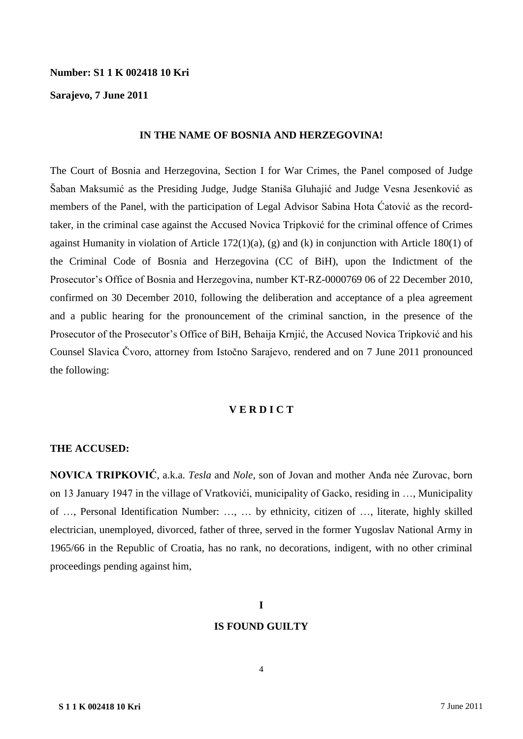**Number: S1 1 K 002418 10 Kri**

**Sarajevo, 7 June 2011**

**IN THE NAME OF BOSNIA AND HERZEGOVINA!**

The Court of Bosnia and Herzegovina, Section I for War Crimes, the Panel composed of Judge Šaban Maksumić as the Presiding Judge, Judge Staniša Gluhajić and Judge Vesna Jesenković as members of the Panel, with the participation of Legal Advisor Sabina Hota Ćatović as the record-taker, in the criminal case against the Accused Novica Tripković for the criminal offence of Crimes against Humanity in violation of Article 172(1)(a), (g) and (k) in conjunction with Article 180(1) of the Criminal Code of Bosnia and Herzegovina (CC of BiH), upon the Indictment of the Prosecutor's Office of Bosnia and Herzegovina, number KT-RZ-0000769 06 of 22 December 2010, confirmed on 30 December 2010, following the deliberation and acceptance of a plea agreement and a public hearing for the pronouncement of the criminal sanction, in the presence of the Prosecutor of the Prosecutor's Office of BiH, Behaija Krnjić, the Accused Novica Tripković and his Counsel Slavica Čvoro, attorney from Istočno Sarajevo, rendered and on 7 June 2011 pronounced the following:

**V E R D I C T**

**THE ACCUSED:**

**NOVICA TRIPKOVIĆ**, a.k.a. *Tesla* and *Nole*, son of Jovan and mother Anđa née Zurovac, born on 13 January 1947 in the village of Vratkovići, municipality of Gacko, residing in …, Municipality of …, Personal Identification Number: …, … by ethnicity, citizen of …, literate, highly skilled electrician, unemployed, divorced, father of three, served in the former Yugoslav National Army in 1965/66 in the Republic of Croatia, has no rank, no decorations, indigent, with no other criminal proceedings pending against him,

**I**

**IS FOUND GUILTY**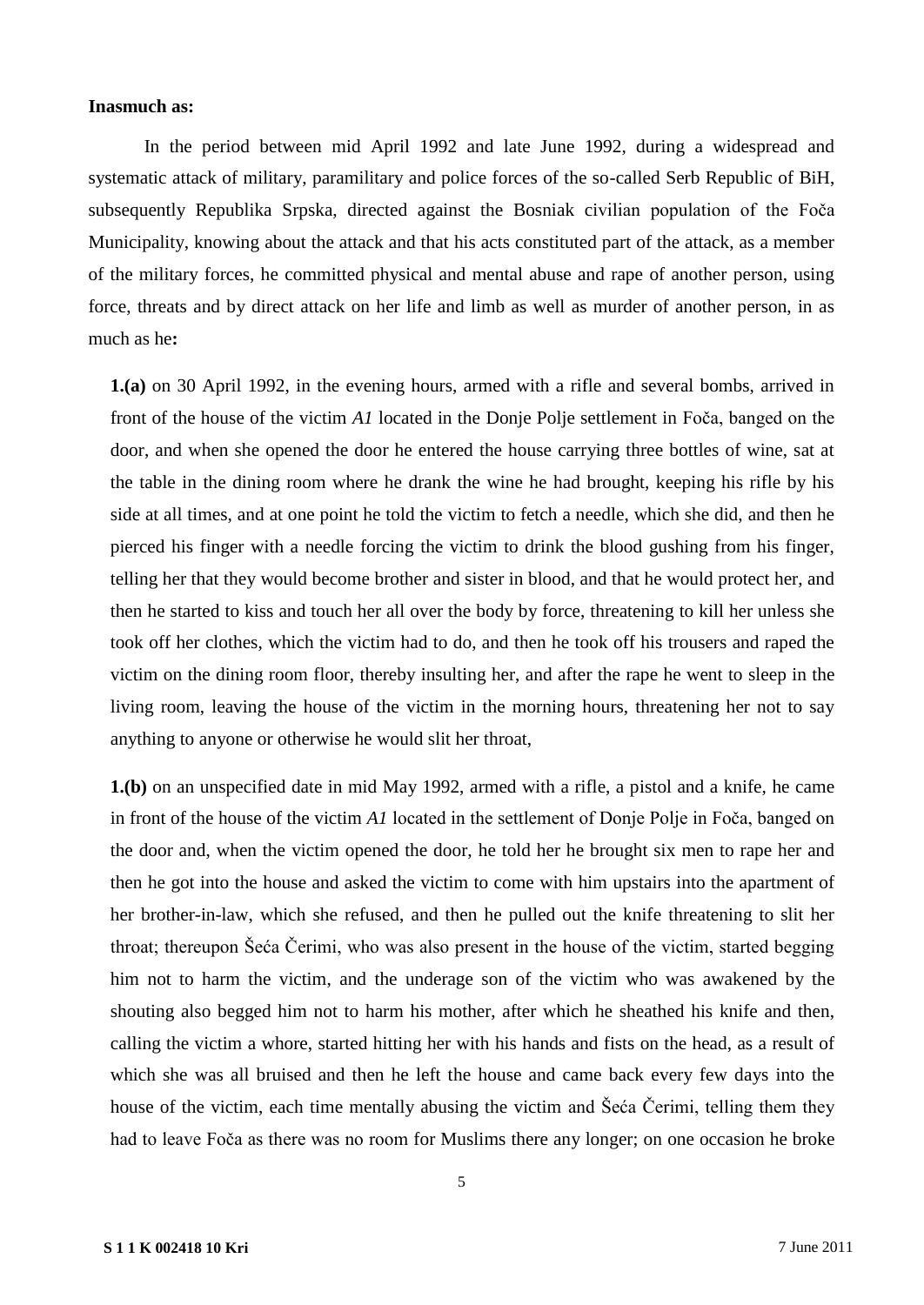**Inasmuch as:**

In the period between mid April 1992 and late June 1992, during a widespread and systematic attack of military, paramilitary and police forces of the so-called Serb Republic of BiH, subsequently Republika Srpska, directed against the Bosniak civilian population of the Foča Municipality, knowing about the attack and that his acts constituted part of the attack, as a member of the military forces, he committed physical and mental abuse and rape of another person, using force, threats and by direct attack on her life and limb as well as murder of another person, in as much as he**:**

**1.(a)** on 30 April 1992, in the evening hours, armed with a rifle and several bombs, arrived in front of the house of the victim *A1* located in the Donje Polje settlement in Foča, banged on the door, and when she opened the door he entered the house carrying three bottles of wine, sat at the table in the dining room where he drank the wine he had brought, keeping his rifle by his side at all times, and at one point he told the victim to fetch a needle, which she did, and then he pierced his finger with a needle forcing the victim to drink the blood gushing from his finger, telling her that they would become brother and sister in blood, and that he would protect her, and then he started to kiss and touch her all over the body by force, threatening to kill her unless she took off her clothes, which the victim had to do, and then he took off his trousers and raped the victim on the dining room floor, thereby insulting her, and after the rape he went to sleep in the living room, leaving the house of the victim in the morning hours, threatening her not to say anything to anyone or otherwise he would slit her throat,

**1.(b)** on an unspecified date in mid May 1992, armed with a rifle, a pistol and a knife, he came in front of the house of the victim *A1* located in the settlement of Donje Polje in Foča, banged on the door and, when the victim opened the door, he told her he brought six men to rape her and then he got into the house and asked the victim to come with him upstairs into the apartment of her brother-in-law, which she refused, and then he pulled out the knife threatening to slit her throat; thereupon Šeća Čerimi, who was also present in the house of the victim, started begging him not to harm the victim, and the underage son of the victim who was awakened by the shouting also begged him not to harm his mother, after which he sheathed his knife and then, calling the victim a whore, started hitting her with his hands and fists on the head, as a result of which she was all bruised and then he left the house and came back every few days into the house of the victim, each time mentally abusing the victim and Šeća Čerimi, telling them they had to leave Foča as there was no room for Muslims there any longer; on one occasion he broke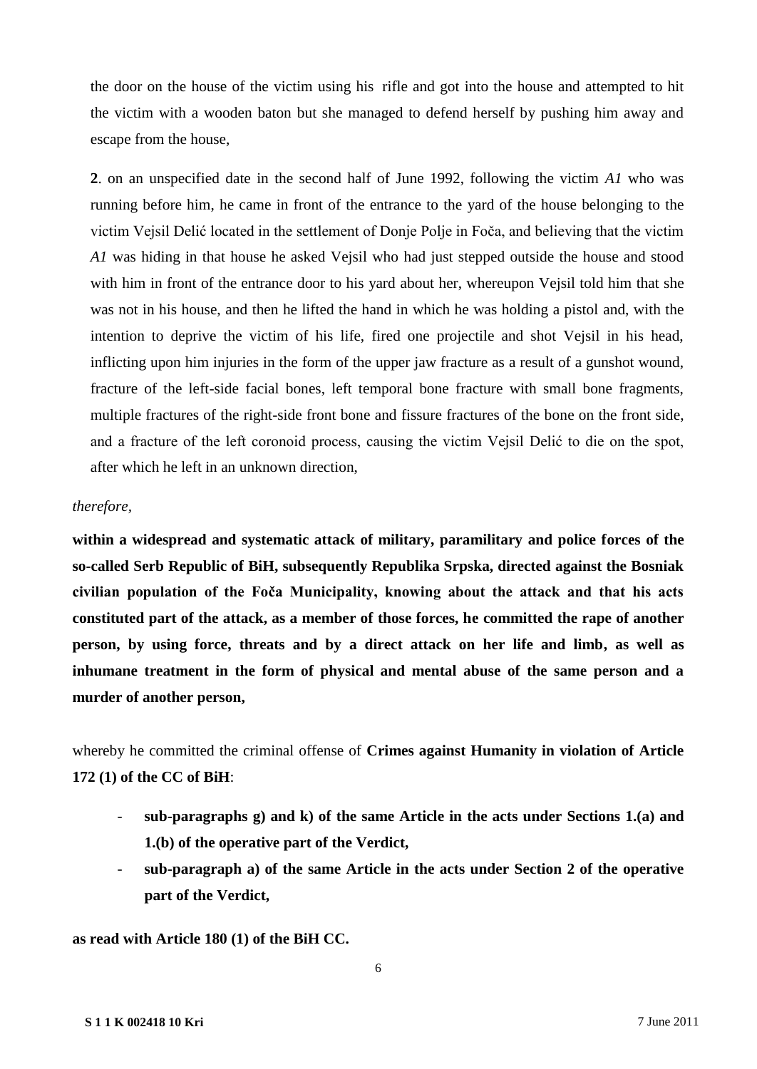the door on the house of the victim using his rifle and got into the house and attempted to hit the victim with a wooden baton but she managed to defend herself by pushing him away and escape from the house,

**2**. on an unspecified date in the second half of June 1992, following the victim *A1* who was running before him, he came in front of the entrance to the yard of the house belonging to the victim Vejsil Delić located in the settlement of Donje Polje in Foča, and believing that the victim *A1* was hiding in that house he asked Vejsil who had just stepped outside the house and stood with him in front of the entrance door to his yard about her, whereupon Vejsil told him that she was not in his house, and then he lifted the hand in which he was holding a pistol and, with the intention to deprive the victim of his life, fired one projectile and shot Vejsil in his head, inflicting upon him injuries in the form of the upper jaw fracture as a result of a gunshot wound, fracture of the left-side facial bones, left temporal bone fracture with small bone fragments, multiple fractures of the right-side front bone and fissure fractures of the bone on the front side, and a fracture of the left coronoid process, causing the victim Vejsil Delić to die on the spot, after which he left in an unknown direction,

*therefore,*

**within a widespread and systematic attack of military, paramilitary and police forces of the so-called Serb Republic of BiH, subsequently Republika Srpska, directed against the Bosniak civilian population of the Foča Municipality, knowing about the attack and that his acts constituted part of the attack, as a member of those forces, he committed the rape of another person, by using force, threats and by a direct attack on her life and limb, as well as inhumane treatment in the form of physical and mental abuse of the same person and a murder of another person,**

whereby he committed the criminal offense of **Crimes against Humanity in violation of Article 172 (1) of the CC of BiH**:

- **sub-paragraphs g) and k) of the same Article in the acts under Sections 1.(a) and 1.(b) of the operative part of the Verdict,**
- **sub-paragraph a) of the same Article in the acts under Section 2 of the operative part of the Verdict,**

**as read with Article 180 (1) of the BiH CC.**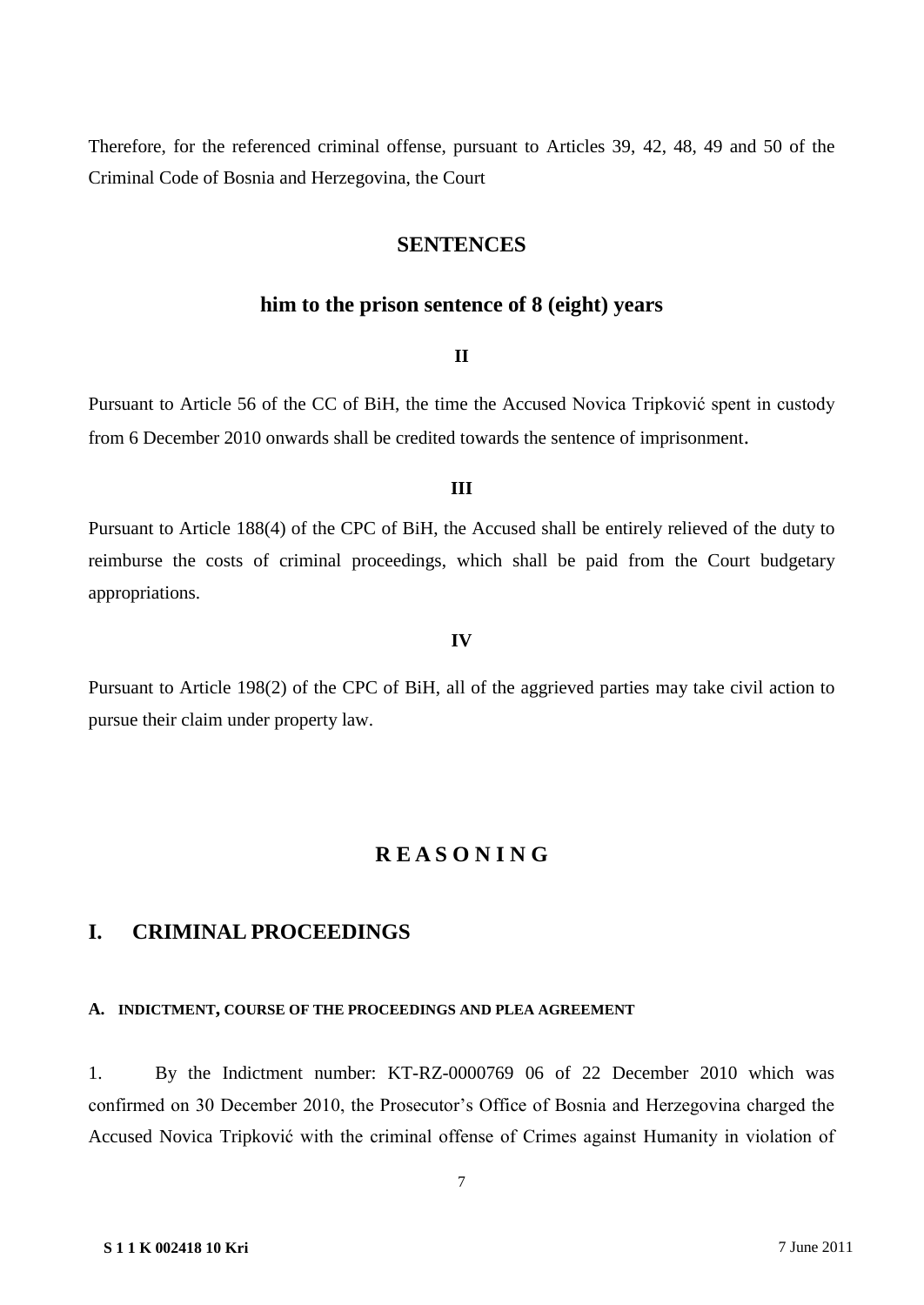Therefore, for the referenced criminal offense, pursuant to Articles 39, 42, 48, 49 and 50 of the Criminal Code of Bosnia and Herzegovina, the Court

## SENTENCES

## him to the prison sentence of 8 (eight) years

**II**

Pursuant to Article 56 of the CC of BiH, the time the Accused Novica Tripković spent in custody from 6 December 2010 onwards shall be credited towards the sentence of imprisonment.

**III**

Pursuant to Article 188(4) of the CPC of BiH, the Accused shall be entirely relieved of the duty to reimburse the costs of criminal proceedings, which shall be paid from the Court budgetary appropriations.

**IV**

Pursuant to Article 198(2) of the CPC of BiH, all of the aggrieved parties may take civil action to pursue their claim under property law.

## R E A S O N I N G

## I. CRIMINAL PROCEEDINGS

#### A. INDICTMENT, COURSE OF THE PROCEEDINGS AND PLEA AGREEMENT

1. By the Indictment number: KT-RZ-0000769 06 of 22 December 2010 which was confirmed on 30 December 2010, the Prosecutor's Office of Bosnia and Herzegovina charged the Accused Novica Tripković with the criminal offense of Crimes against Humanity in violation of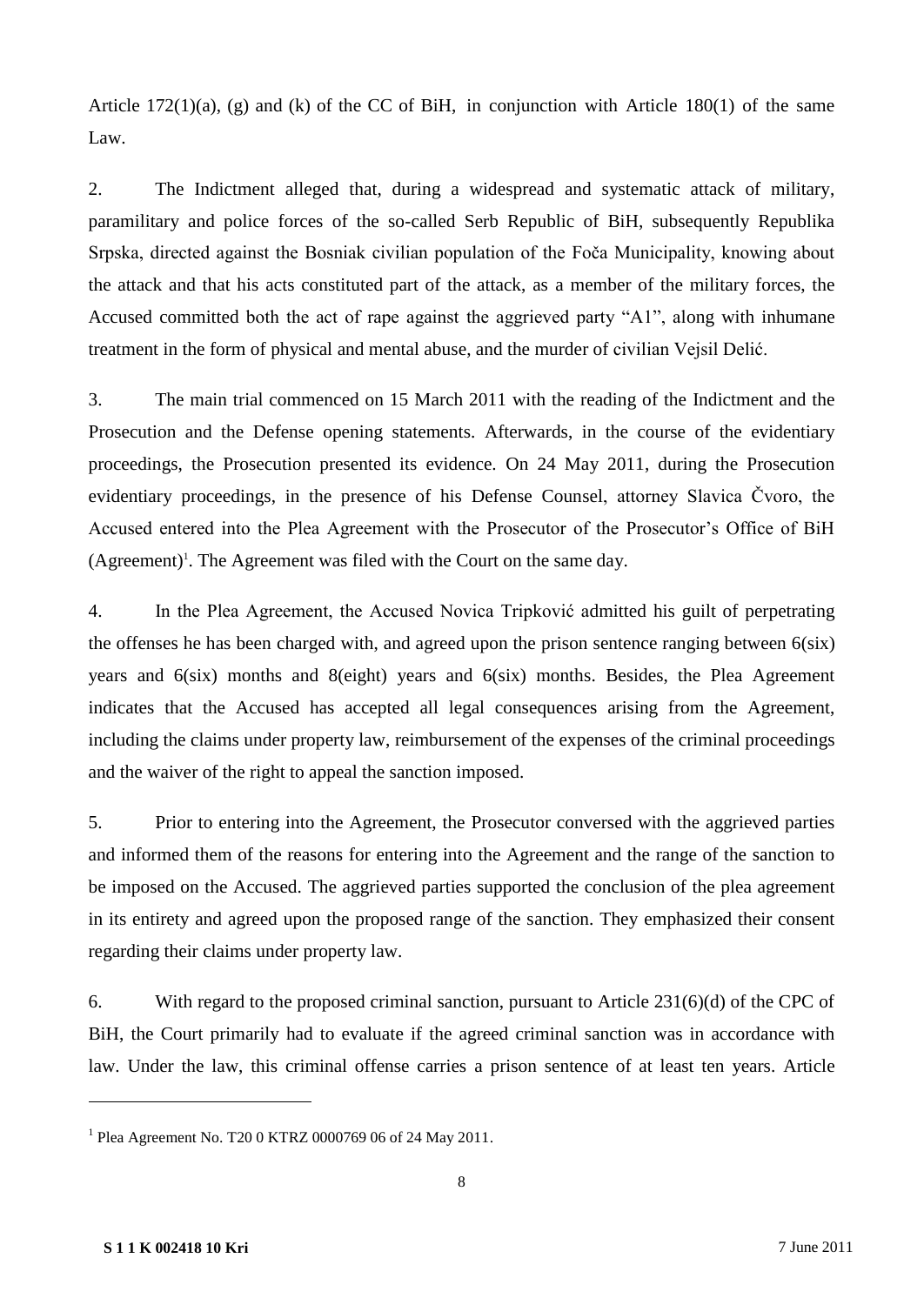Article 172(1)(a), (g) and (k) of the CC of BiH, in conjunction with Article 180(1) of the same Law.

2. The Indictment alleged that, during a widespread and systematic attack of military, paramilitary and police forces of the so-called Serb Republic of BiH, subsequently Republika Srpska, directed against the Bosniak civilian population of the Foča Municipality, knowing about the attack and that his acts constituted part of the attack, as a member of the military forces, the Accused committed both the act of rape against the aggrieved party "A1", along with inhumane treatment in the form of physical and mental abuse, and the murder of civilian Vejsil Delić.

3. The main trial commenced on 15 March 2011 with the reading of the Indictment and the Prosecution and the Defense opening statements. Afterwards, in the course of the evidentiary proceedings, the Prosecution presented its evidence. On 24 May 2011, during the Prosecution evidentiary proceedings, in the presence of his Defense Counsel, attorney Slavica Čvoro, the Accused entered into the Plea Agreement with the Prosecutor of the Prosecutor's Office of BiH (Agreement)[1]. The Agreement was filed with the Court on the same day.

4. In the Plea Agreement, the Accused Novica Tripković admitted his guilt of perpetrating the offenses he has been charged with, and agreed upon the prison sentence ranging between 6(six) years and 6(six) months and 8(eight) years and 6(six) months. Besides, the Plea Agreement indicates that the Accused has accepted all legal consequences arising from the Agreement, including the claims under property law, reimbursement of the expenses of the criminal proceedings and the waiver of the right to appeal the sanction imposed.

5. Prior to entering into the Agreement, the Prosecutor conversed with the aggrieved parties and informed them of the reasons for entering into the Agreement and the range of the sanction to be imposed on the Accused. The aggrieved parties supported the conclusion of the plea agreement in its entirety and agreed upon the proposed range of the sanction. They emphasized their consent regarding their claims under property law.

6. With regard to the proposed criminal sanction, pursuant to Article 231(6)(d) of the CPC of BiH, the Court primarily had to evaluate if the agreed criminal sanction was in accordance with law. Under the law, this criminal offense carries a prison sentence of at least ten years. Article

[1] Plea Agreement No. T20 0 KTRZ 0000769 06 of 24 May 2011.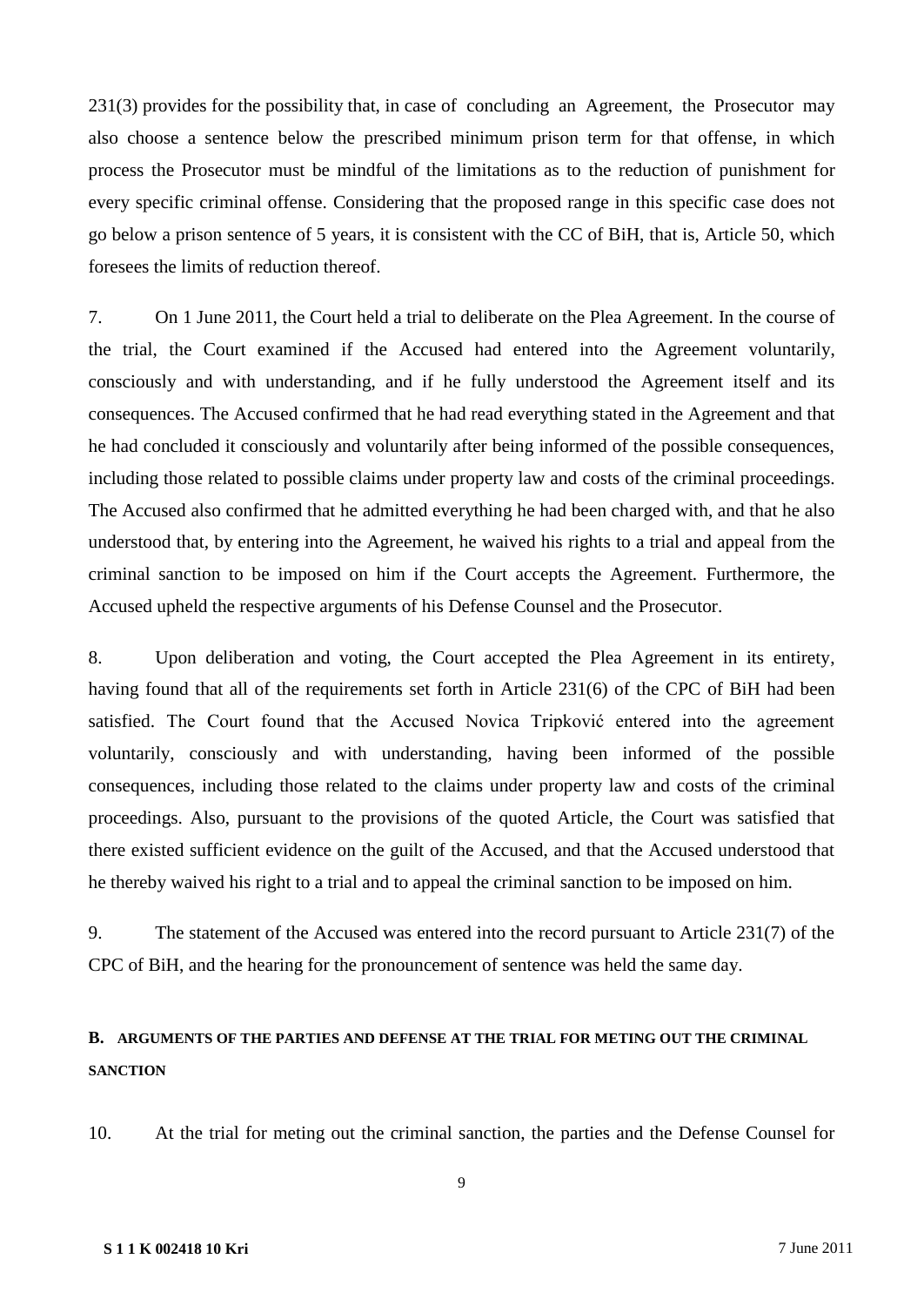231(3) provides for the possibility that, in case of concluding an Agreement, the Prosecutor may also choose a sentence below the prescribed minimum prison term for that offense, in which process the Prosecutor must be mindful of the limitations as to the reduction of punishment for every specific criminal offense. Considering that the proposed range in this specific case does not go below a prison sentence of 5 years, it is consistent with the CC of BiH, that is, Article 50, which foresees the limits of reduction thereof.

7. On 1 June 2011, the Court held a trial to deliberate on the Plea Agreement. In the course of the trial, the Court examined if the Accused had entered into the Agreement voluntarily, consciously and with understanding, and if he fully understood the Agreement itself and its consequences. The Accused confirmed that he had read everything stated in the Agreement and that he had concluded it consciously and voluntarily after being informed of the possible consequences, including those related to possible claims under property law and costs of the criminal proceedings. The Accused also confirmed that he admitted everything he had been charged with, and that he also understood that, by entering into the Agreement, he waived his rights to a trial and appeal from the criminal sanction to be imposed on him if the Court accepts the Agreement. Furthermore, the Accused upheld the respective arguments of his Defense Counsel and the Prosecutor.

8. Upon deliberation and voting, the Court accepted the Plea Agreement in its entirety, having found that all of the requirements set forth in Article 231(6) of the CPC of BiH had been satisfied. The Court found that the Accused Novica Tripković entered into the agreement voluntarily, consciously and with understanding, having been informed of the possible consequences, including those related to the claims under property law and costs of the criminal proceedings. Also, pursuant to the provisions of the quoted Article, the Court was satisfied that there existed sufficient evidence on the guilt of the Accused, and that the Accused understood that he thereby waived his right to a trial and to appeal the criminal sanction to be imposed on him.

9. The statement of the Accused was entered into the record pursuant to Article 231(7) of the CPC of BiH, and the hearing for the pronouncement of sentence was held the same day.

## B. ARGUMENTS OF THE PARTIES AND DEFENSE AT THE TRIAL FOR METING OUT THE CRIMINAL SANCTION

10. At the trial for meting out the criminal sanction, the parties and the Defense Counsel for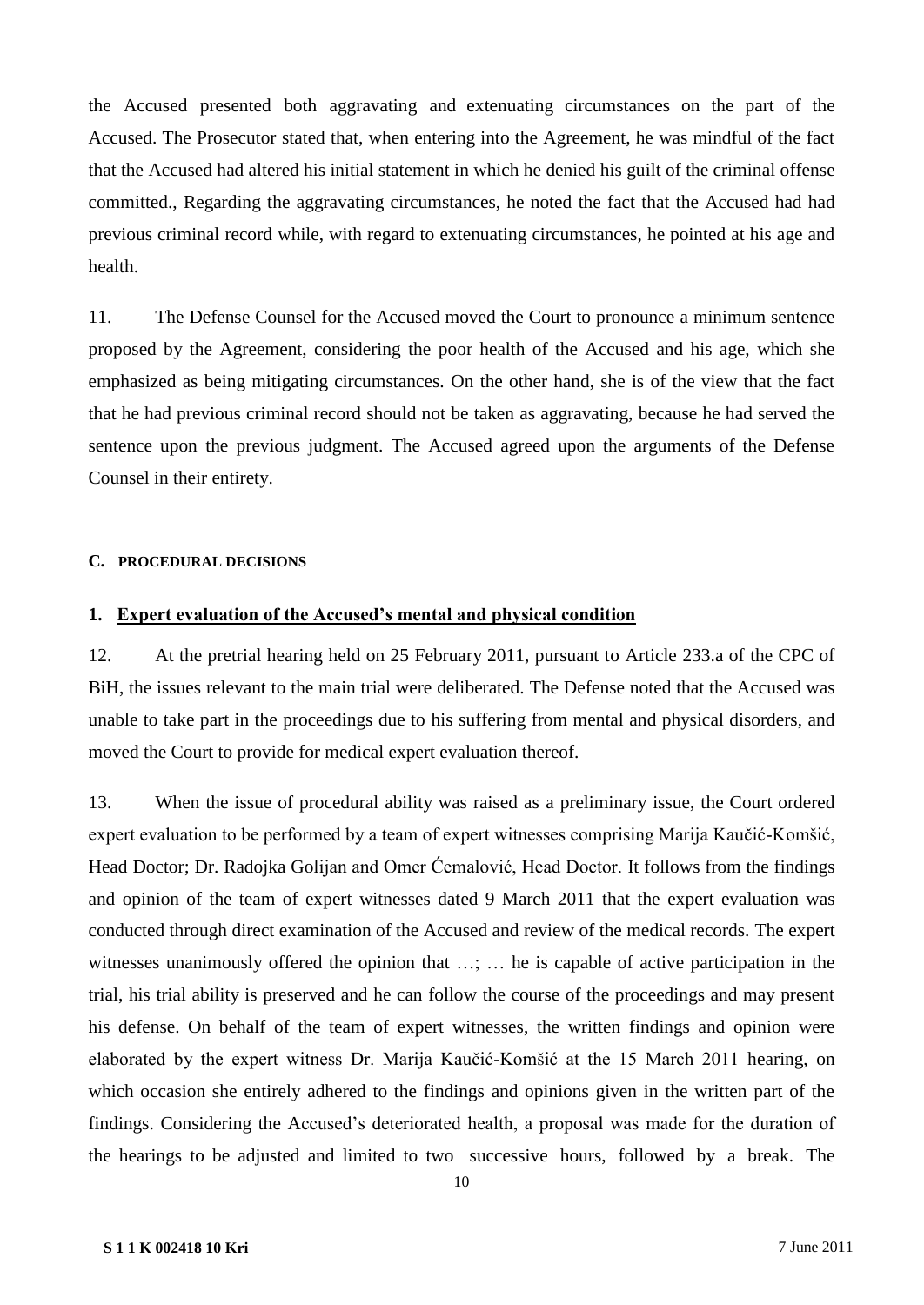the Accused presented both aggravating and extenuating circumstances on the part of the Accused. The Prosecutor stated that, when entering into the Agreement, he was mindful of the fact that the Accused had altered his initial statement in which he denied his guilt of the criminal offense committed., Regarding the aggravating circumstances, he noted the fact that the Accused had had previous criminal record while, with regard to extenuating circumstances, he pointed at his age and health.

11. The Defense Counsel for the Accused moved the Court to pronounce a minimum sentence proposed by the Agreement, considering the poor health of the Accused and his age, which she emphasized as being mitigating circumstances. On the other hand, she is of the view that the fact that he had previous criminal record should not be taken as aggravating, because he had served the sentence upon the previous judgment. The Accused agreed upon the arguments of the Defense Counsel in their entirety.

### C. PROCEDURAL DECISIONS

#### 1. Expert evaluation of the Accused's mental and physical condition

12. At the pretrial hearing held on 25 February 2011, pursuant to Article 233.a of the CPC of BiH, the issues relevant to the main trial were deliberated. The Defense noted that the Accused was unable to take part in the proceedings due to his suffering from mental and physical disorders, and moved the Court to provide for medical expert evaluation thereof.

13. When the issue of procedural ability was raised as a preliminary issue, the Court ordered expert evaluation to be performed by a team of expert witnesses comprising Marija Kaučić-Komšić, Head Doctor; Dr. Radojka Golijan and Omer Ćemalović, Head Doctor. It follows from the findings and opinion of the team of expert witnesses dated 9 March 2011 that the expert evaluation was conducted through direct examination of the Accused and review of the medical records. The expert witnesses unanimously offered the opinion that …; … he is capable of active participation in the trial, his trial ability is preserved and he can follow the course of the proceedings and may present his defense. On behalf of the team of expert witnesses, the written findings and opinion were elaborated by the expert witness Dr. Marija Kaučić-Komšić at the 15 March 2011 hearing, on which occasion she entirely adhered to the findings and opinions given in the written part of the findings. Considering the Accused's deteriorated health, a proposal was made for the duration of the hearings to be adjusted and limited to two successive hours, followed by a break. The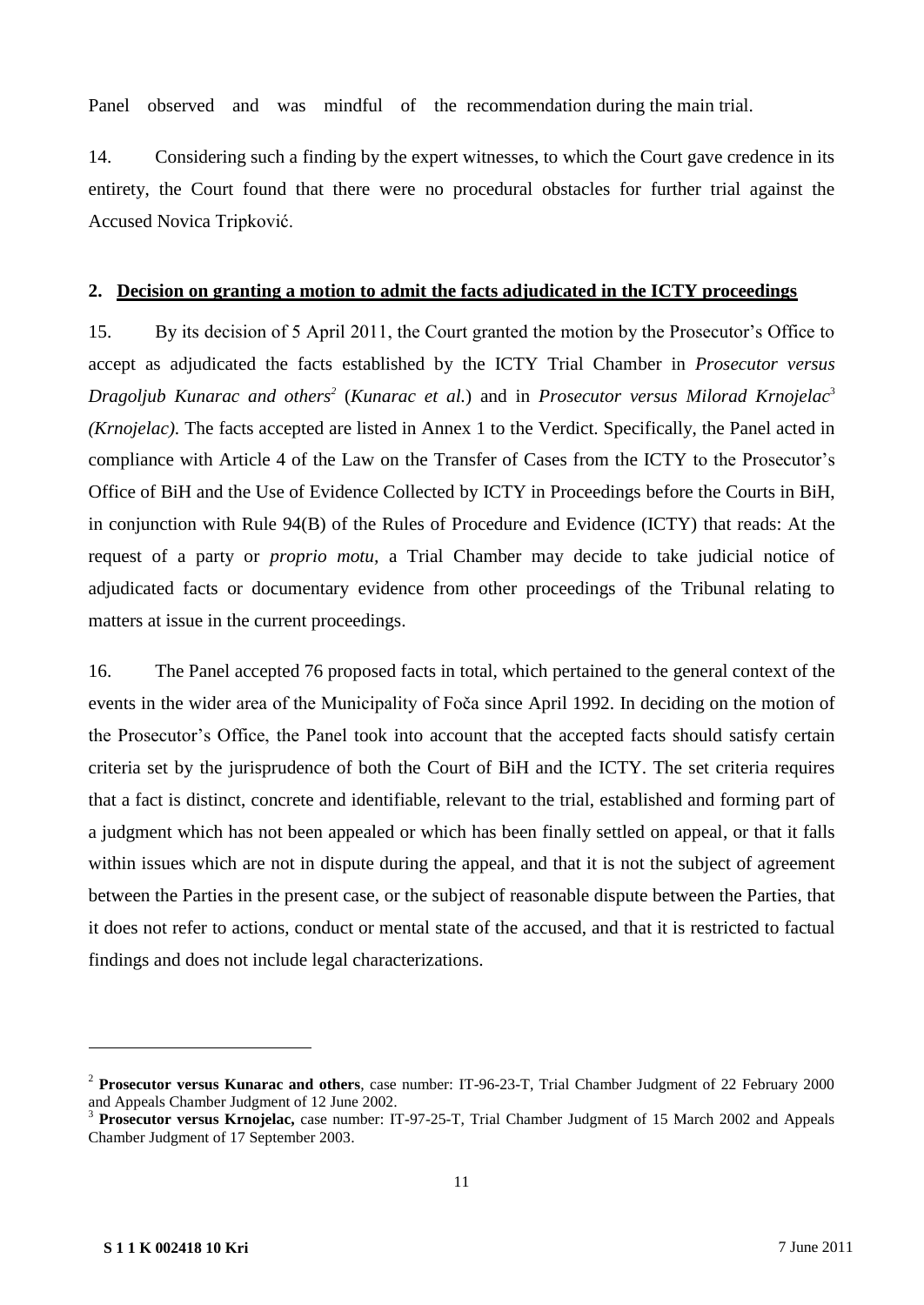Panel observed and was mindful of the recommendation during the main trial.

14. Considering such a finding by the expert witnesses, to which the Court gave credence in its entirety, the Court found that there were no procedural obstacles for further trial against the Accused Novica Tripković.

## 2. Decision on granting a motion to admit the facts adjudicated in the ICTY proceedings

15. By its decision of 5 April 2011, the Court granted the motion by the Prosecutor's Office to accept as adjudicated the facts established by the ICTY Trial Chamber in *Prosecutor versus Dragoljub Kunarac and others*[2] (*Kunarac et al.*) and in *Prosecutor versus Milorad Krnojelac*[3] *(Krnojelac)*. The facts accepted are listed in Annex 1 to the Verdict. Specifically, the Panel acted in compliance with Article 4 of the Law on the Transfer of Cases from the ICTY to the Prosecutor's Office of BiH and the Use of Evidence Collected by ICTY in Proceedings before the Courts in BiH, in conjunction with Rule 94(B) of the Rules of Procedure and Evidence (ICTY) that reads: At the request of a party or *proprio motu*, a Trial Chamber may decide to take judicial notice of adjudicated facts or documentary evidence from other proceedings of the Tribunal relating to matters at issue in the current proceedings.

16. The Panel accepted 76 proposed facts in total, which pertained to the general context of the events in the wider area of the Municipality of Foča since April 1992. In deciding on the motion of the Prosecutor's Office, the Panel took into account that the accepted facts should satisfy certain criteria set by the jurisprudence of both the Court of BiH and the ICTY. The set criteria requires that a fact is distinct, concrete and identifiable, relevant to the trial, established and forming part of a judgment which has not been appealed or which has been finally settled on appeal, or that it falls within issues which are not in dispute during the appeal, and that it is not the subject of agreement between the Parties in the present case, or the subject of reasonable dispute between the Parties, that it does not refer to actions, conduct or mental state of the accused, and that it is restricted to factual findings and does not include legal characterizations.

---

[2] **Prosecutor versus Kunarac and others**, case number: IT-96-23-T, Trial Chamber Judgment of 22 February 2000 and Appeals Chamber Judgment of 12 June 2002.

[3] **Prosecutor versus Krnojelac,** case number: IT-97-25-T, Trial Chamber Judgment of 15 March 2002 and Appeals Chamber Judgment of 17 September 2003.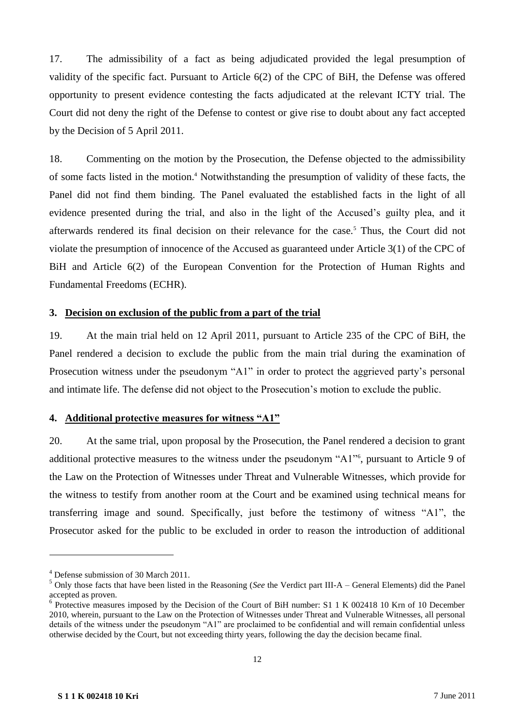17. The admissibility of a fact as being adjudicated provided the legal presumption of validity of the specific fact. Pursuant to Article 6(2) of the CPC of BiH, the Defense was offered opportunity to present evidence contesting the facts adjudicated at the relevant ICTY trial. The Court did not deny the right of the Defense to contest or give rise to doubt about any fact accepted by the Decision of 5 April 2011.

18. Commenting on the motion by the Prosecution, the Defense objected to the admissibility of some facts listed in the motion.[4] Notwithstanding the presumption of validity of these facts, the Panel did not find them binding. The Panel evaluated the established facts in the light of all evidence presented during the trial, and also in the light of the Accused's guilty plea, and it afterwards rendered its final decision on their relevance for the case.[5] Thus, the Court did not violate the presumption of innocence of the Accused as guaranteed under Article 3(1) of the CPC of BiH and Article 6(2) of the European Convention for the Protection of Human Rights and Fundamental Freedoms (ECHR).

### 3. Decision on exclusion of the public from a part of the trial

19. At the main trial held on 12 April 2011, pursuant to Article 235 of the CPC of BiH, the Panel rendered a decision to exclude the public from the main trial during the examination of Prosecution witness under the pseudonym "A1" in order to protect the aggrieved party's personal and intimate life. The defense did not object to the Prosecution's motion to exclude the public.

### 4. Additional protective measures for witness "A1"

20. At the same trial, upon proposal by the Prosecution, the Panel rendered a decision to grant additional protective measures to the witness under the pseudonym "A1"[6], pursuant to Article 9 of the Law on the Protection of Witnesses under Threat and Vulnerable Witnesses, which provide for the witness to testify from another room at the Court and be examined using technical means for transferring image and sound. Specifically, just before the testimony of witness "A1", the Prosecutor asked for the public to be excluded in order to reason the introduction of additional

---

[4] Defense submission of 30 March 2011.

[5] Only those facts that have been listed in the Reasoning (*See* the Verdict part III-A – General Elements) did the Panel accepted as proven.

[6] Protective measures imposed by the Decision of the Court of BiH number: S1 1 K 002418 10 Krn of 10 December 2010, wherein, pursuant to the Law on the Protection of Witnesses under Threat and Vulnerable Witnesses, all personal details of the witness under the pseudonym "A1" are proclaimed to be confidential and will remain confidential unless otherwise decided by the Court, but not exceeding thirty years, following the day the decision became final.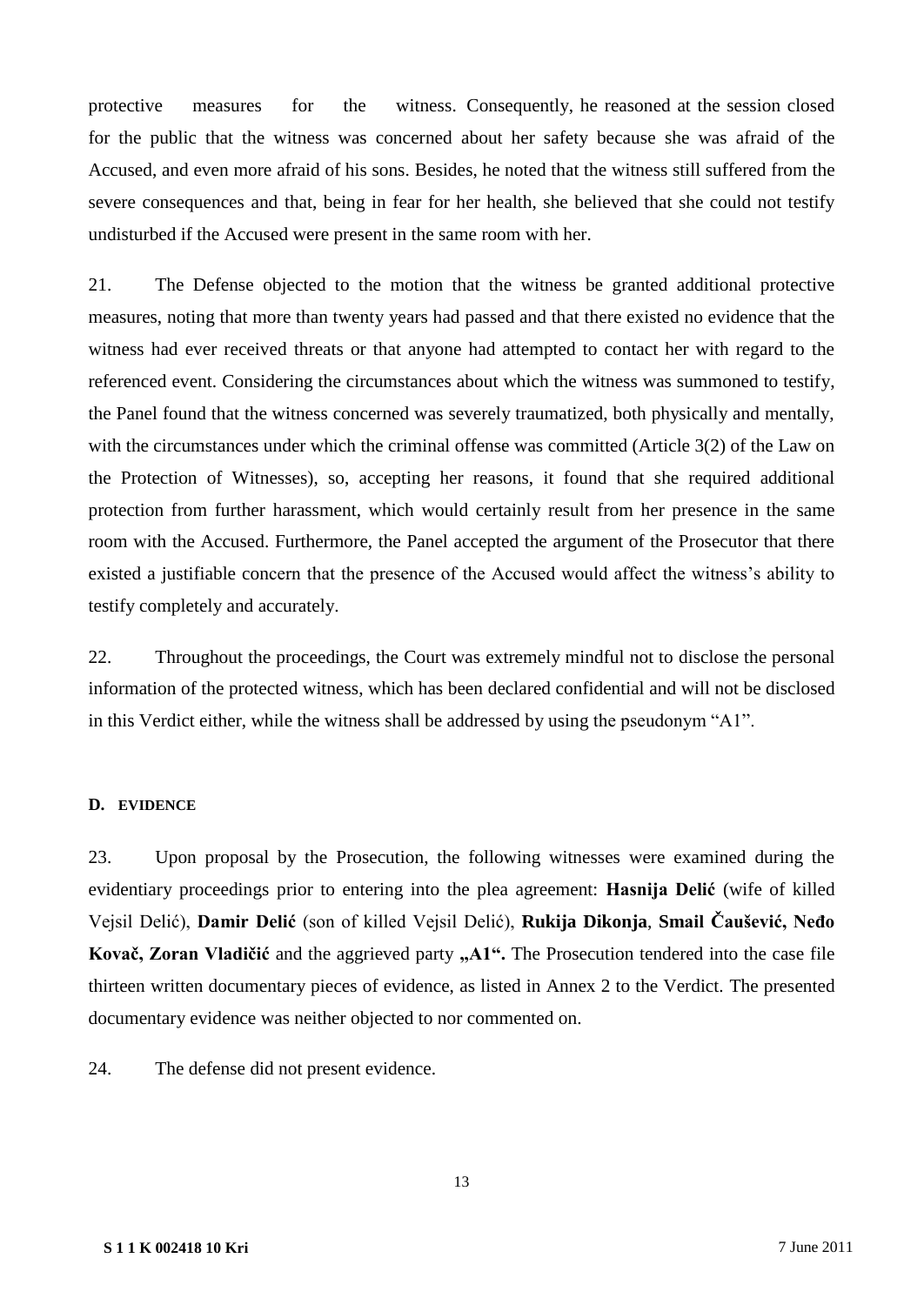protective measures for the witness. Consequently, he reasoned at the session closed for the public that the witness was concerned about her safety because she was afraid of the Accused, and even more afraid of his sons. Besides, he noted that the witness still suffered from the severe consequences and that, being in fear for her health, she believed that she could not testify undisturbed if the Accused were present in the same room with her.

21. The Defense objected to the motion that the witness be granted additional protective measures, noting that more than twenty years had passed and that there existed no evidence that the witness had ever received threats or that anyone had attempted to contact her with regard to the referenced event. Considering the circumstances about which the witness was summoned to testify, the Panel found that the witness concerned was severely traumatized, both physically and mentally, with the circumstances under which the criminal offense was committed (Article 3(2) of the Law on the Protection of Witnesses), so, accepting her reasons, it found that she required additional protection from further harassment, which would certainly result from her presence in the same room with the Accused. Furthermore, the Panel accepted the argument of the Prosecutor that there existed a justifiable concern that the presence of the Accused would affect the witness's ability to testify completely and accurately.

22. Throughout the proceedings, the Court was extremely mindful not to disclose the personal information of the protected witness, which has been declared confidential and will not be disclosed in this Verdict either, while the witness shall be addressed by using the pseudonym "A1".

#### D. EVIDENCE

23. Upon proposal by the Prosecution, the following witnesses were examined during the evidentiary proceedings prior to entering into the plea agreement: **Hasnija Delić** (wife of killed Vejsil Delić), **Damir Delić** (son of killed Vejsil Delić), **Rukija Dikonja**, **Smail Čaušević, Neđo Kovač, Zoran Vladičić** and the aggrieved party **„A1".** The Prosecution tendered into the case file thirteen written documentary pieces of evidence, as listed in Annex 2 to the Verdict. The presented documentary evidence was neither objected to nor commented on.

24. The defense did not present evidence.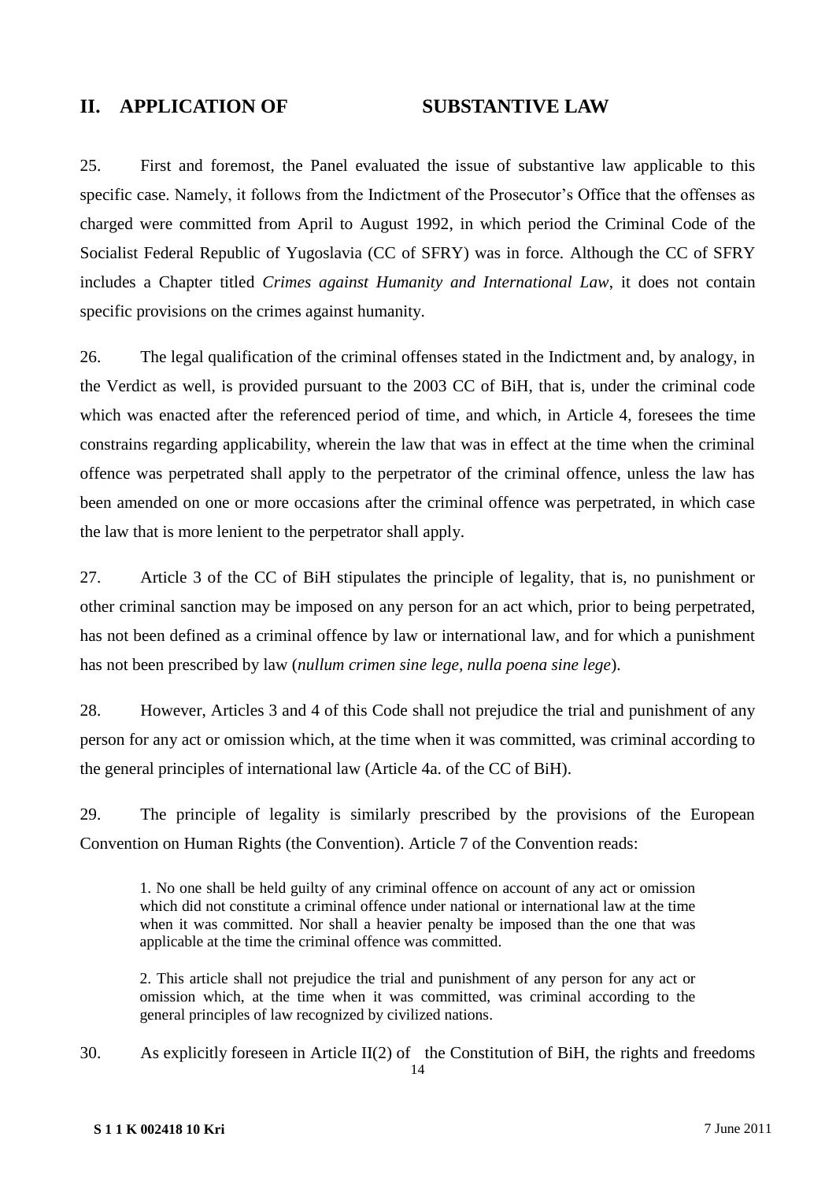## II. APPLICATION OF SUBSTANTIVE LAW

25. First and foremost, the Panel evaluated the issue of substantive law applicable to this specific case. Namely, it follows from the Indictment of the Prosecutor's Office that the offenses as charged were committed from April to August 1992, in which period the Criminal Code of the Socialist Federal Republic of Yugoslavia (CC of SFRY) was in force. Although the CC of SFRY includes a Chapter titled *Crimes against Humanity and International Law*, it does not contain specific provisions on the crimes against humanity.

26. The legal qualification of the criminal offenses stated in the Indictment and, by analogy, in the Verdict as well, is provided pursuant to the 2003 CC of BiH, that is, under the criminal code which was enacted after the referenced period of time, and which, in Article 4, foresees the time constrains regarding applicability, wherein the law that was in effect at the time when the criminal offence was perpetrated shall apply to the perpetrator of the criminal offence, unless the law has been amended on one or more occasions after the criminal offence was perpetrated, in which case the law that is more lenient to the perpetrator shall apply.

27. Article 3 of the CC of BiH stipulates the principle of legality, that is, no punishment or other criminal sanction may be imposed on any person for an act which, prior to being perpetrated, has not been defined as a criminal offence by law or international law, and for which a punishment has not been prescribed by law (*nullum crimen sine lege, nulla poena sine lege*).

28. However, Articles 3 and 4 of this Code shall not prejudice the trial and punishment of any person for any act or omission which, at the time when it was committed, was criminal according to the general principles of international law (Article 4a. of the CC of BiH).

29. The principle of legality is similarly prescribed by the provisions of the European Convention on Human Rights (the Convention). Article 7 of the Convention reads:

> 1. No one shall be held guilty of any criminal offence on account of any act or omission which did not constitute a criminal offence under national or international law at the time when it was committed. Nor shall a heavier penalty be imposed than the one that was applicable at the time the criminal offence was committed.
>
> 2. This article shall not prejudice the trial and punishment of any person for any act or omission which, at the time when it was committed, was criminal according to the general principles of law recognized by civilized nations.

30. As explicitly foreseen in Article II(2) of the Constitution of BiH, the rights and freedoms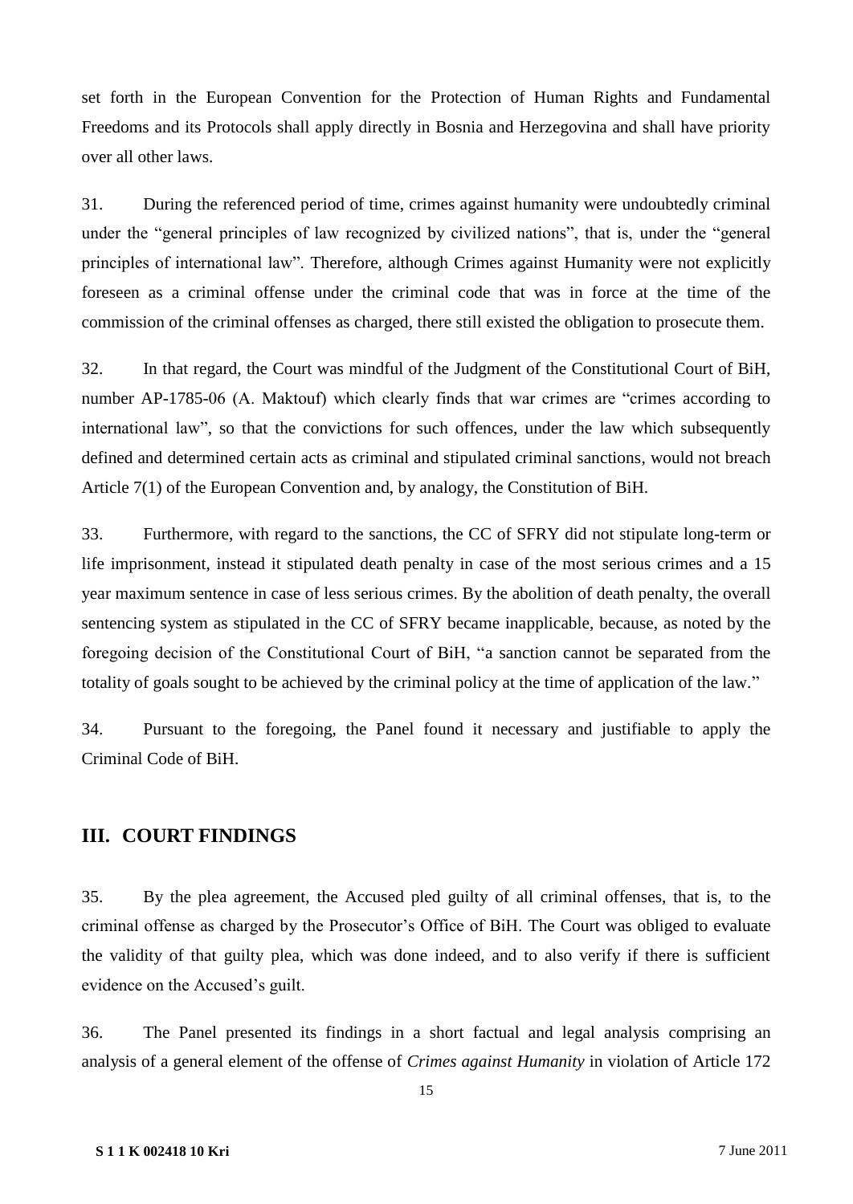set forth in the European Convention for the Protection of Human Rights and Fundamental Freedoms and its Protocols shall apply directly in Bosnia and Herzegovina and shall have priority over all other laws.

31. During the referenced period of time, crimes against humanity were undoubtedly criminal under the "general principles of law recognized by civilized nations", that is, under the "general principles of international law". Therefore, although Crimes against Humanity were not explicitly foreseen as a criminal offense under the criminal code that was in force at the time of the commission of the criminal offenses as charged, there still existed the obligation to prosecute them.

32. In that regard, the Court was mindful of the Judgment of the Constitutional Court of BiH, number AP-1785-06 (A. Maktouf) which clearly finds that war crimes are "crimes according to international law", so that the convictions for such offences, under the law which subsequently defined and determined certain acts as criminal and stipulated criminal sanctions, would not breach Article 7(1) of the European Convention and, by analogy, the Constitution of BiH.

33. Furthermore, with regard to the sanctions, the CC of SFRY did not stipulate long-term or life imprisonment, instead it stipulated death penalty in case of the most serious crimes and a 15 year maximum sentence in case of less serious crimes. By the abolition of death penalty, the overall sentencing system as stipulated in the CC of SFRY became inapplicable, because, as noted by the foregoing decision of the Constitutional Court of BiH, "a sanction cannot be separated from the totality of goals sought to be achieved by the criminal policy at the time of application of the law."

34. Pursuant to the foregoing, the Panel found it necessary and justifiable to apply the Criminal Code of BiH.

## III. COURT FINDINGS

35. By the plea agreement, the Accused pled guilty of all criminal offenses, that is, to the criminal offense as charged by the Prosecutor's Office of BiH. The Court was obliged to evaluate the validity of that guilty plea, which was done indeed, and to also verify if there is sufficient evidence on the Accused's guilt.

36. The Panel presented its findings in a short factual and legal analysis comprising an analysis of a general element of the offense of *Crimes against Humanity* in violation of Article 172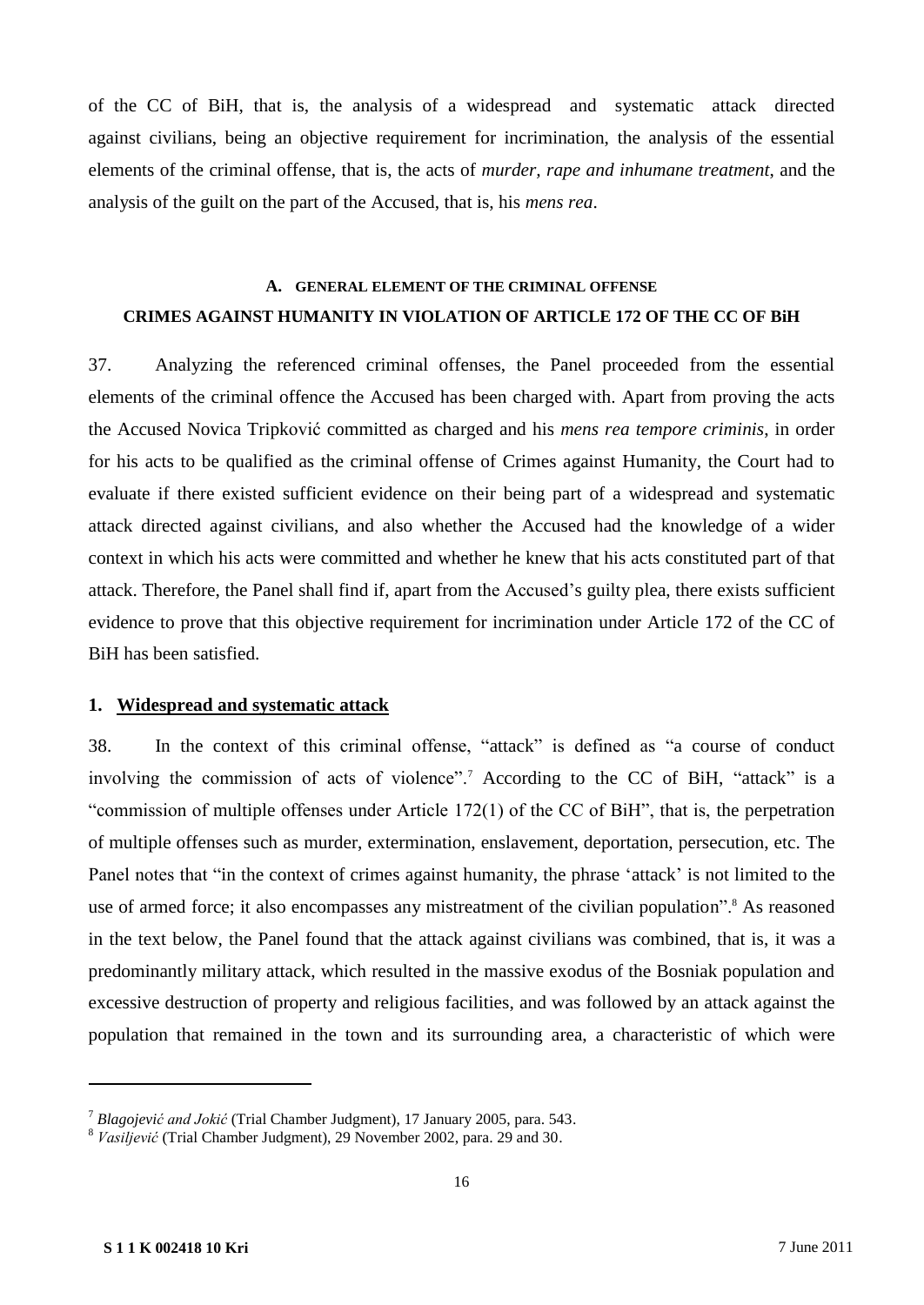of the CC of BiH, that is, the analysis of a widespread and systematic attack directed against civilians, being an objective requirement for incrimination, the analysis of the essential elements of the criminal offense, that is, the acts of *murder, rape and inhumane treatment*, and the analysis of the guilt on the part of the Accused, that is, his *mens rea*.

## A. GENERAL ELEMENT OF THE CRIMINAL OFFENSE
## CRIMES AGAINST HUMANITY IN VIOLATION OF ARTICLE 172 OF THE CC OF BiH

37. Analyzing the referenced criminal offenses, the Panel proceeded from the essential elements of the criminal offence the Accused has been charged with. Apart from proving the acts the Accused Novica Tripković committed as charged and his *mens rea tempore criminis*, in order for his acts to be qualified as the criminal offense of Crimes against Humanity, the Court had to evaluate if there existed sufficient evidence on their being part of a widespread and systematic attack directed against civilians, and also whether the Accused had the knowledge of a wider context in which his acts were committed and whether he knew that his acts constituted part of that attack. Therefore, the Panel shall find if, apart from the Accused's guilty plea, there exists sufficient evidence to prove that this objective requirement for incrimination under Article 172 of the CC of BiH has been satisfied.

### 1. Widespread and systematic attack

38. In the context of this criminal offense, "attack" is defined as "a course of conduct involving the commission of acts of violence".[7] According to the CC of BiH, "attack" is a "commission of multiple offenses under Article 172(1) of the CC of BiH", that is, the perpetration of multiple offenses such as murder, extermination, enslavement, deportation, persecution, etc. The Panel notes that "in the context of crimes against humanity, the phrase 'attack' is not limited to the use of armed force; it also encompasses any mistreatment of the civilian population".[8] As reasoned in the text below, the Panel found that the attack against civilians was combined, that is, it was a predominantly military attack, which resulted in the massive exodus of the Bosniak population and excessive destruction of property and religious facilities, and was followed by an attack against the population that remained in the town and its surrounding area, a characteristic of which were

---

[7] *Blagojević and Jokić* (Trial Chamber Judgment), 17 January 2005, para. 543.

[8] *Vasiljević* (Trial Chamber Judgment), 29 November 2002, para. 29 and 30.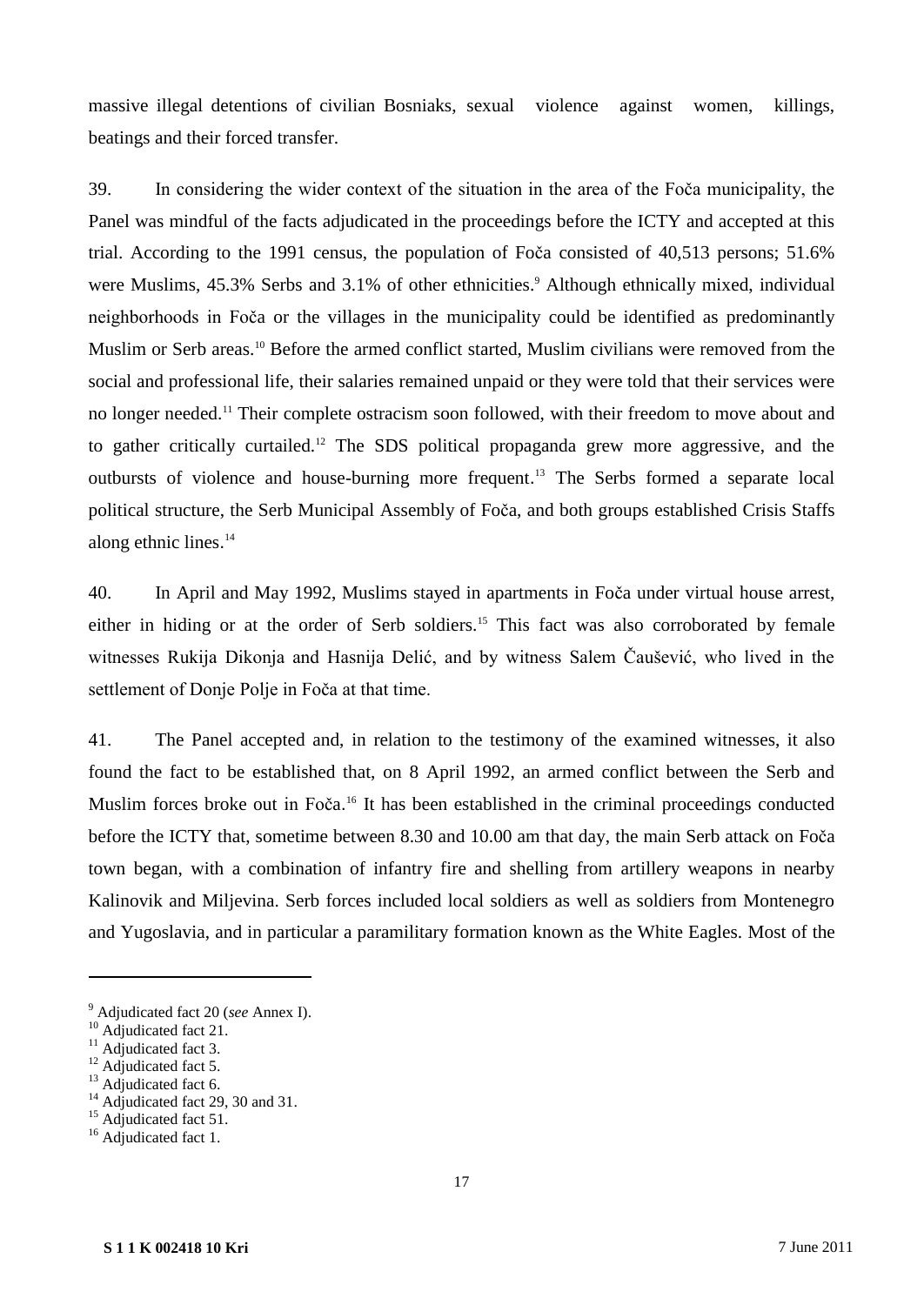massive illegal detentions of civilian Bosniaks, sexual violence against women, killings, beatings and their forced transfer.

39. In considering the wider context of the situation in the area of the Foča municipality, the Panel was mindful of the facts adjudicated in the proceedings before the ICTY and accepted at this trial. According to the 1991 census, the population of Foča consisted of 40,513 persons; 51.6% were Muslims, 45.3% Serbs and 3.1% of other ethnicities.[9] Although ethnically mixed, individual neighborhoods in Foča or the villages in the municipality could be identified as predominantly Muslim or Serb areas.[10] Before the armed conflict started, Muslim civilians were removed from the social and professional life, their salaries remained unpaid or they were told that their services were no longer needed.[11] Their complete ostracism soon followed, with their freedom to move about and to gather critically curtailed.[12] The SDS political propaganda grew more aggressive, and the outbursts of violence and house-burning more frequent.[13] The Serbs formed a separate local political structure, the Serb Municipal Assembly of Foča, and both groups established Crisis Staffs along ethnic lines.[14]

40. In April and May 1992, Muslims stayed in apartments in Foča under virtual house arrest, either in hiding or at the order of Serb soldiers.[15] This fact was also corroborated by female witnesses Rukija Dikonja and Hasnija Delić, and by witness Salem Čaušević, who lived in the settlement of Donje Polje in Foča at that time.

41. The Panel accepted and, in relation to the testimony of the examined witnesses, it also found the fact to be established that, on 8 April 1992, an armed conflict between the Serb and Muslim forces broke out in Foča.[16] It has been established in the criminal proceedings conducted before the ICTY that, sometime between 8.30 and 10.00 am that day, the main Serb attack on Foča town began, with a combination of infantry fire and shelling from artillery weapons in nearby Kalinovik and Miljevina. Serb forces included local soldiers as well as soldiers from Montenegro and Yugoslavia, and in particular a paramilitary formation known as the White Eagles. Most of the

---

[9] Adjudicated fact 20 (*see* Annex I).
[10] Adjudicated fact 21.
[11] Adjudicated fact 3.
[12] Adjudicated fact 5.
[13] Adjudicated fact 6.
[14] Adjudicated fact 29, 30 and 31.
[15] Adjudicated fact 51.
[16] Adjudicated fact 1.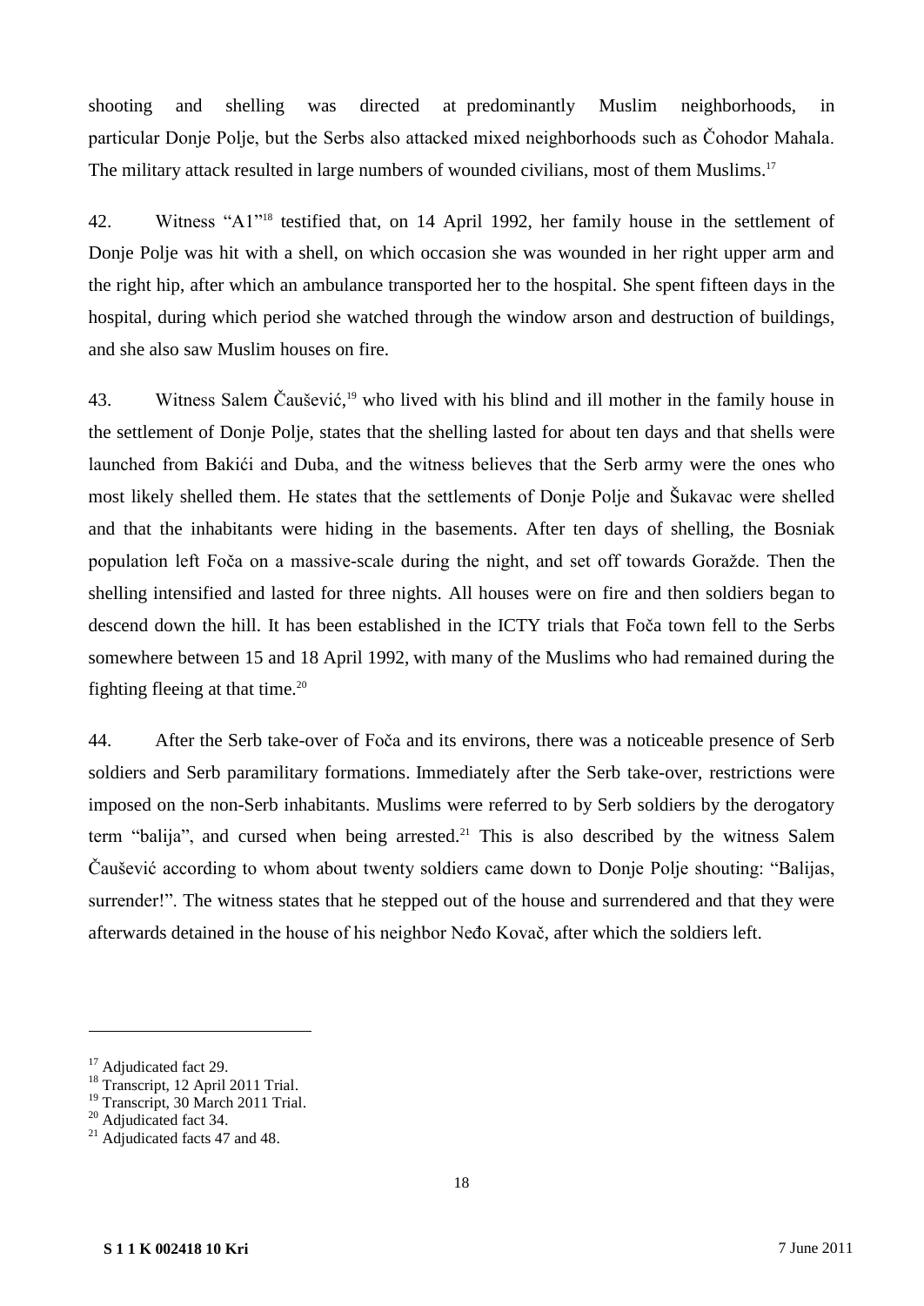shooting and shelling was directed at predominantly Muslim neighborhoods, in particular Donje Polje, but the Serbs also attacked mixed neighborhoods such as Čohodor Mahala. The military attack resulted in large numbers of wounded civilians, most of them Muslims.[17]

42. Witness "A1"[18] testified that, on 14 April 1992, her family house in the settlement of Donje Polje was hit with a shell, on which occasion she was wounded in her right upper arm and the right hip, after which an ambulance transported her to the hospital. She spent fifteen days in the hospital, during which period she watched through the window arson and destruction of buildings, and she also saw Muslim houses on fire.

43. Witness Salem Čaušević,[19] who lived with his blind and ill mother in the family house in the settlement of Donje Polje, states that the shelling lasted for about ten days and that shells were launched from Bakići and Duba, and the witness believes that the Serb army were the ones who most likely shelled them. He states that the settlements of Donje Polje and Šukavac were shelled and that the inhabitants were hiding in the basements. After ten days of shelling, the Bosniak population left Foča on a massive-scale during the night, and set off towards Goražde. Then the shelling intensified and lasted for three nights. All houses were on fire and then soldiers began to descend down the hill. It has been established in the ICTY trials that Foča town fell to the Serbs somewhere between 15 and 18 April 1992, with many of the Muslims who had remained during the fighting fleeing at that time.[20]

44. After the Serb take-over of Foča and its environs, there was a noticeable presence of Serb soldiers and Serb paramilitary formations. Immediately after the Serb take-over, restrictions were imposed on the non-Serb inhabitants. Muslims were referred to by Serb soldiers by the derogatory term "balija", and cursed when being arrested.[21] This is also described by the witness Salem Čaušević according to whom about twenty soldiers came down to Donje Polje shouting: "Balijas, surrender!". The witness states that he stepped out of the house and surrendered and that they were afterwards detained in the house of his neighbor Neđo Kovač, after which the soldiers left.

---

[17] Adjudicated fact 29.
[18] Transcript, 12 April 2011 Trial.
[19] Transcript, 30 March 2011 Trial.
[20] Adjudicated fact 34.
[21] Adjudicated facts 47 and 48.

**S 1 1 K 002418 10 Kri** 7 June 2011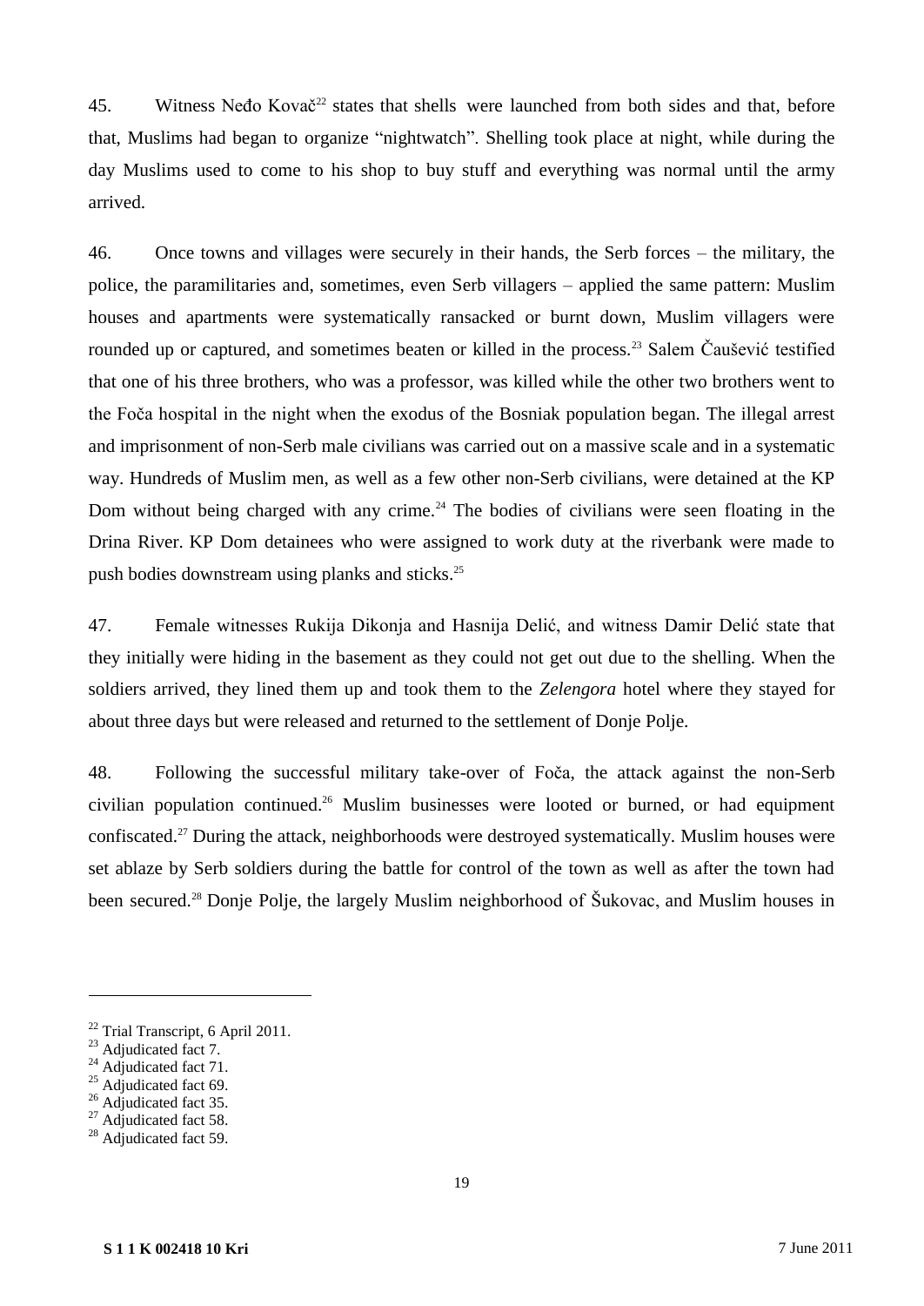45. Witness Neđo Kovač[22] states that shells were launched from both sides and that, before that, Muslims had began to organize "nightwatch". Shelling took place at night, while during the day Muslims used to come to his shop to buy stuff and everything was normal until the army arrived.

46. Once towns and villages were securely in their hands, the Serb forces – the military, the police, the paramilitaries and, sometimes, even Serb villagers – applied the same pattern: Muslim houses and apartments were systematically ransacked or burnt down, Muslim villagers were rounded up or captured, and sometimes beaten or killed in the process.[23] Salem Čaušević testified that one of his three brothers, who was a professor, was killed while the other two brothers went to the Foča hospital in the night when the exodus of the Bosniak population began. The illegal arrest and imprisonment of non-Serb male civilians was carried out on a massive scale and in a systematic way. Hundreds of Muslim men, as well as a few other non-Serb civilians, were detained at the KP Dom without being charged with any crime.[24] The bodies of civilians were seen floating in the Drina River. KP Dom detainees who were assigned to work duty at the riverbank were made to push bodies downstream using planks and sticks.[25]

47. Female witnesses Rukija Dikonja and Hasnija Delić, and witness Damir Delić state that they initially were hiding in the basement as they could not get out due to the shelling. When the soldiers arrived, they lined them up and took them to the *Zelengora* hotel where they stayed for about three days but were released and returned to the settlement of Donje Polje.

48. Following the successful military take-over of Foča, the attack against the non-Serb civilian population continued.[26] Muslim businesses were looted or burned, or had equipment confiscated.[27] During the attack, neighborhoods were destroyed systematically. Muslim houses were set ablaze by Serb soldiers during the battle for control of the town as well as after the town had been secured.[28] Donje Polje, the largely Muslim neighborhood of Šukovac, and Muslim houses in

---

[22] Trial Transcript, 6 April 2011.
[23] Adjudicated fact 7.
[24] Adjudicated fact 71.
[25] Adjudicated fact 69.
[26] Adjudicated fact 35.
[27] Adjudicated fact 58.
[28] Adjudicated fact 59.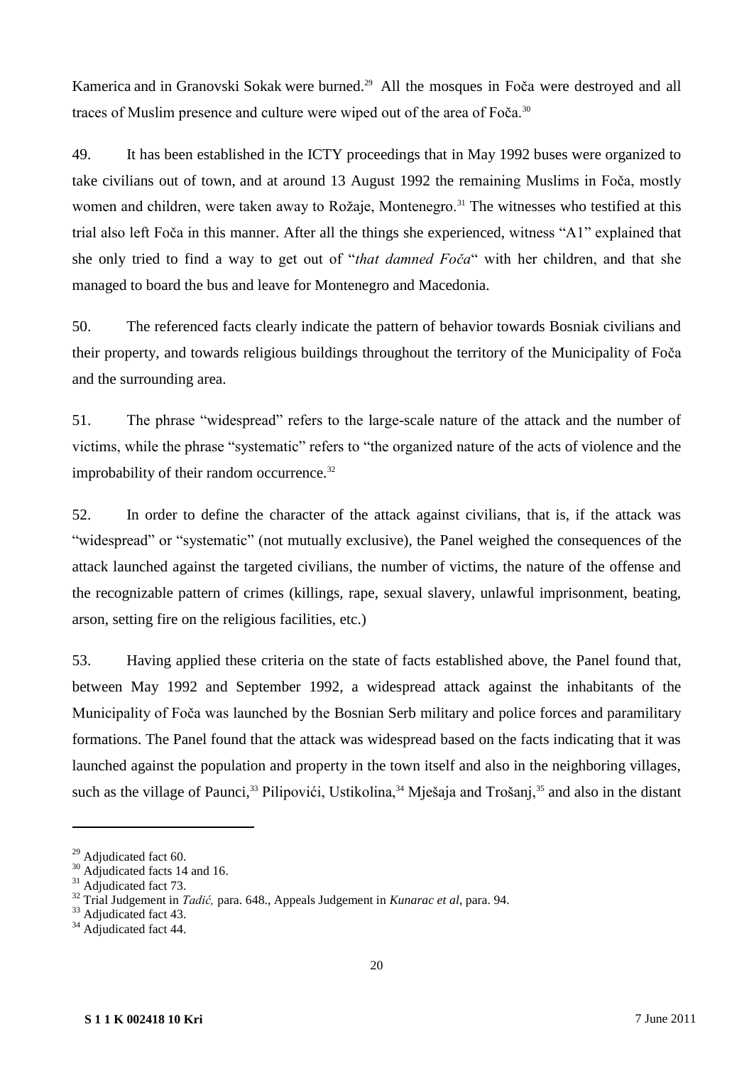Kamerica and in Granovski Sokak were burned.[29] All the mosques in Foča were destroyed and all traces of Muslim presence and culture were wiped out of the area of Foča.[30]

49. It has been established in the ICTY proceedings that in May 1992 buses were organized to take civilians out of town, and at around 13 August 1992 the remaining Muslims in Foča, mostly women and children, were taken away to Rožaje, Montenegro.[31] The witnesses who testified at this trial also left Foča in this manner. After all the things she experienced, witness "A1" explained that she only tried to find a way to get out of "*that damned Foča*" with her children, and that she managed to board the bus and leave for Montenegro and Macedonia.

50. The referenced facts clearly indicate the pattern of behavior towards Bosniak civilians and their property, and towards religious buildings throughout the territory of the Municipality of Foča and the surrounding area.

51. The phrase "widespread" refers to the large-scale nature of the attack and the number of victims, while the phrase "systematic" refers to "the organized nature of the acts of violence and the improbability of their random occurrence.[32]

52. In order to define the character of the attack against civilians, that is, if the attack was "widespread" or "systematic" (not mutually exclusive), the Panel weighed the consequences of the attack launched against the targeted civilians, the number of victims, the nature of the offense and the recognizable pattern of crimes (killings, rape, sexual slavery, unlawful imprisonment, beating, arson, setting fire on the religious facilities, etc.)

53. Having applied these criteria on the state of facts established above, the Panel found that, between May 1992 and September 1992, a widespread attack against the inhabitants of the Municipality of Foča was launched by the Bosnian Serb military and police forces and paramilitary formations. The Panel found that the attack was widespread based on the facts indicating that it was launched against the population and property in the town itself and also in the neighboring villages, such as the village of Paunci,[33] Pilipovići, Ustikolina,[34] Mješaja and Trošanj,[35] and also in the distant

---

[29] Adjudicated fact 60.

[30] Adjudicated facts 14 and 16.

[31] Adjudicated fact 73.

[32] Trial Judgement in *Tadić,* para. 648., Appeals Judgement in *Kunarac et al*, para. 94.

[33] Adjudicated fact 43.

[34] Adjudicated fact 44.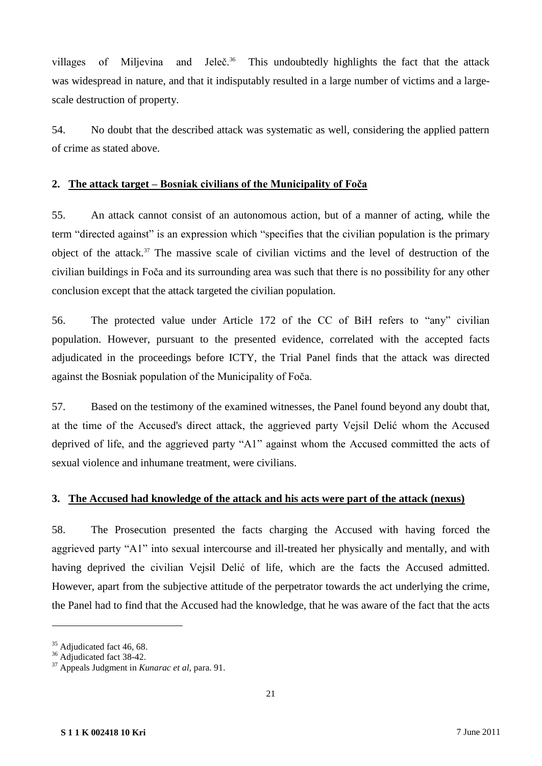villages of Miljevina and Jeleč.[36] This undoubtedly highlights the fact that the attack was widespread in nature, and that it indisputably resulted in a large number of victims and a large-scale destruction of property.

54. No doubt that the described attack was systematic as well, considering the applied pattern of crime as stated above.

## 2. The attack target – Bosniak civilians of the Municipality of Foča

55. An attack cannot consist of an autonomous action, but of a manner of acting, while the term "directed against" is an expression which "specifies that the civilian population is the primary object of the attack.[37] The massive scale of civilian victims and the level of destruction of the civilian buildings in Foča and its surrounding area was such that there is no possibility for any other conclusion except that the attack targeted the civilian population.

56. The protected value under Article 172 of the CC of BiH refers to "any" civilian population. However, pursuant to the presented evidence, correlated with the accepted facts adjudicated in the proceedings before ICTY, the Trial Panel finds that the attack was directed against the Bosniak population of the Municipality of Foča.

57. Based on the testimony of the examined witnesses, the Panel found beyond any doubt that, at the time of the Accused's direct attack, the aggrieved party Vejsil Delić whom the Accused deprived of life, and the aggrieved party "A1" against whom the Accused committed the acts of sexual violence and inhumane treatment, were civilians.

## 3. The Accused had knowledge of the attack and his acts were part of the attack (nexus)

58. The Prosecution presented the facts charging the Accused with having forced the aggrieved party "A1" into sexual intercourse and ill-treated her physically and mentally, and with having deprived the civilian Vejsil Delić of life, which are the facts the Accused admitted. However, apart from the subjective attitude of the perpetrator towards the act underlying the crime, the Panel had to find that the Accused had the knowledge, that he was aware of the fact that the acts

---

[35] Adjudicated fact 46, 68.

[36] Adjudicated fact 38-42.

[37] Appeals Judgment in *Kunarac et al*, para. 91.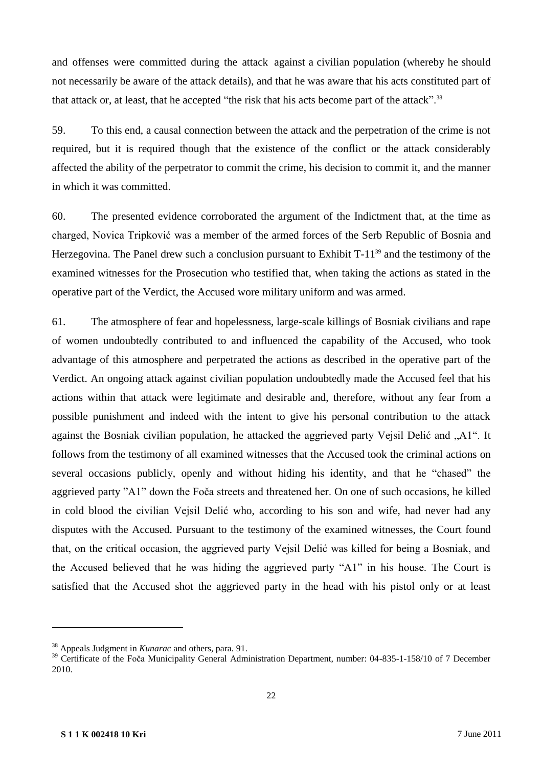and offenses were committed during the attack against a civilian population (whereby he should not necessarily be aware of the attack details), and that he was aware that his acts constituted part of that attack or, at least, that he accepted "the risk that his acts become part of the attack".[38]

59. To this end, a causal connection between the attack and the perpetration of the crime is not required, but it is required though that the existence of the conflict or the attack considerably affected the ability of the perpetrator to commit the crime, his decision to commit it, and the manner in which it was committed.

60. The presented evidence corroborated the argument of the Indictment that, at the time as charged, Novica Tripković was a member of the armed forces of the Serb Republic of Bosnia and Herzegovina. The Panel drew such a conclusion pursuant to Exhibit T-11[39] and the testimony of the examined witnesses for the Prosecution who testified that, when taking the actions as stated in the operative part of the Verdict, the Accused wore military uniform and was armed.

61. The atmosphere of fear and hopelessness, large-scale killings of Bosniak civilians and rape of women undoubtedly contributed to and influenced the capability of the Accused, who took advantage of this atmosphere and perpetrated the actions as described in the operative part of the Verdict. An ongoing attack against civilian population undoubtedly made the Accused feel that his actions within that attack were legitimate and desirable and, therefore, without any fear from a possible punishment and indeed with the intent to give his personal contribution to the attack against the Bosniak civilian population, he attacked the aggrieved party Vejsil Delić and „A1". It follows from the testimony of all examined witnesses that the Accused took the criminal actions on several occasions publicly, openly and without hiding his identity, and that he "chased" the aggrieved party "A1" down the Foča streets and threatened her. On one of such occasions, he killed in cold blood the civilian Vejsil Delić who, according to his son and wife, had never had any disputes with the Accused. Pursuant to the testimony of the examined witnesses, the Court found that, on the critical occasion, the aggrieved party Vejsil Delić was killed for being a Bosniak, and the Accused believed that he was hiding the aggrieved party "A1" in his house. The Court is satisfied that the Accused shot the aggrieved party in the head with his pistol only or at least

---

[38] Appeals Judgment in *Kunarac* and others, para. 91.

[39] Certificate of the Foča Municipality General Administration Department, number: 04-835-1-158/10 of 7 December 2010.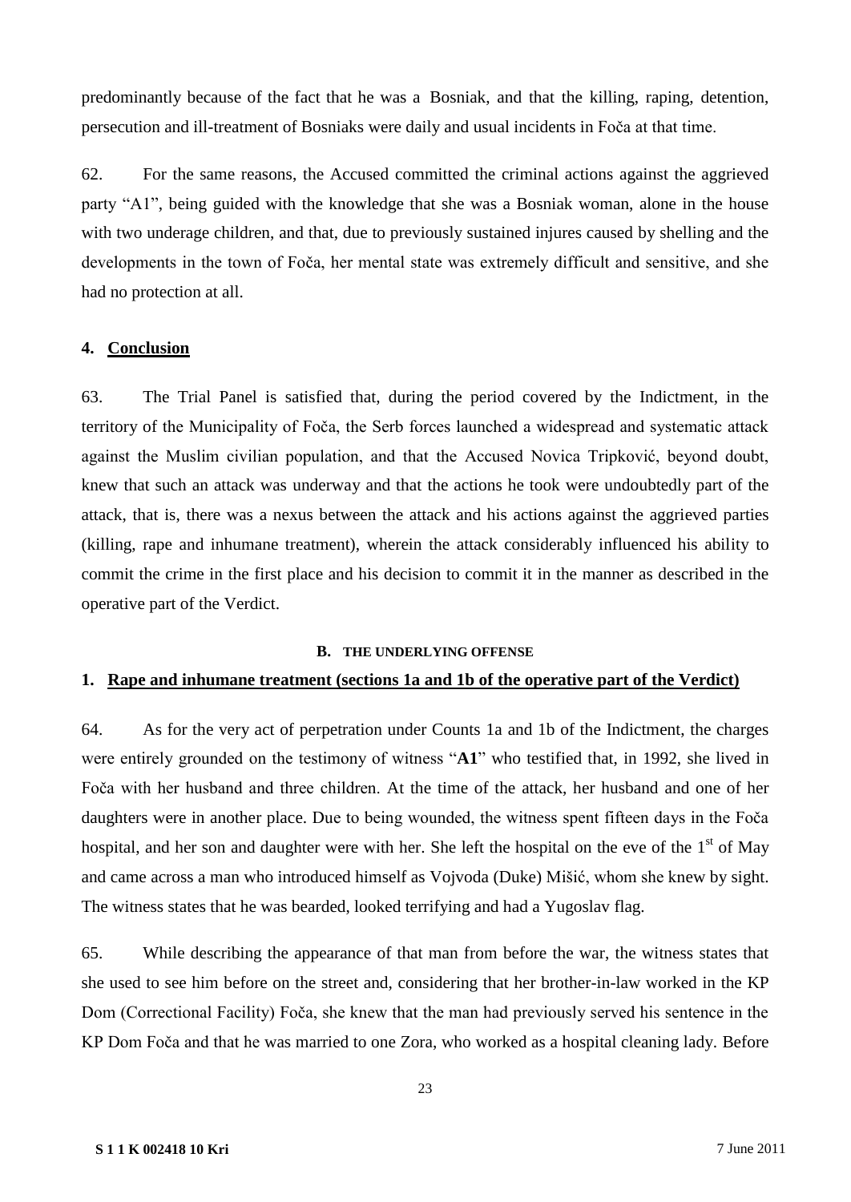predominantly because of the fact that he was a Bosniak, and that the killing, raping, detention, persecution and ill-treatment of Bosniaks were daily and usual incidents in Foča at that time.

62. For the same reasons, the Accused committed the criminal actions against the aggrieved party "A1", being guided with the knowledge that she was a Bosniak woman, alone in the house with two underage children, and that, due to previously sustained injures caused by shelling and the developments in the town of Foča, her mental state was extremely difficult and sensitive, and she had no protection at all.

### 4. Conclusion

63. The Trial Panel is satisfied that, during the period covered by the Indictment, in the territory of the Municipality of Foča, the Serb forces launched a widespread and systematic attack against the Muslim civilian population, and that the Accused Novica Tripković, beyond doubt, knew that such an attack was underway and that the actions he took were undoubtedly part of the attack, that is, there was a nexus between the attack and his actions against the aggrieved parties (killing, rape and inhumane treatment), wherein the attack considerably influenced his ability to commit the crime in the first place and his decision to commit it in the manner as described in the operative part of the Verdict.

## B. THE UNDERLYING OFFENSE

### 1. Rape and inhumane treatment (sections 1a and 1b of the operative part of the Verdict)

64. As for the very act of perpetration under Counts 1a and 1b of the Indictment, the charges were entirely grounded on the testimony of witness "**A1**" who testified that, in 1992, she lived in Foča with her husband and three children. At the time of the attack, her husband and one of her daughters were in another place. Due to being wounded, the witness spent fifteen days in the Foča hospital, and her son and daughter were with her. She left the hospital on the eve of the 1st of May and came across a man who introduced himself as Vojvoda (Duke) Mišić, whom she knew by sight. The witness states that he was bearded, looked terrifying and had a Yugoslav flag.

65. While describing the appearance of that man from before the war, the witness states that she used to see him before on the street and, considering that her brother-in-law worked in the KP Dom (Correctional Facility) Foča, she knew that the man had previously served his sentence in the KP Dom Foča and that he was married to one Zora, who worked as a hospital cleaning lady. Before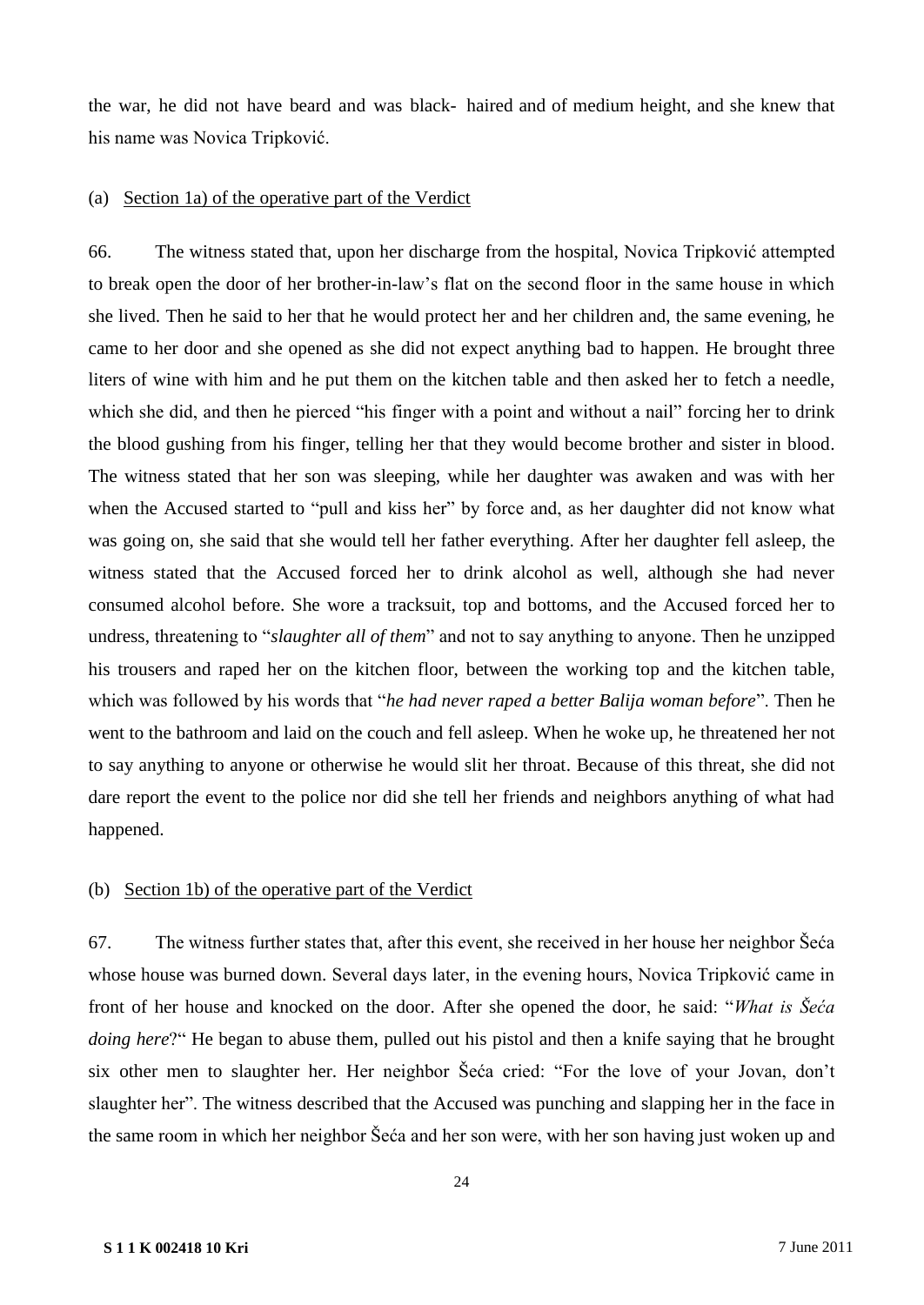the war, he did not have beard and was black- haired and of medium height, and she knew that his name was Novica Tripković.

(a) <u>Section 1a) of the operative part of the Verdict</u>

66. The witness stated that, upon her discharge from the hospital, Novica Tripković attempted to break open the door of her brother-in-law's flat on the second floor in the same house in which she lived. Then he said to her that he would protect her and her children and, the same evening, he came to her door and she opened as she did not expect anything bad to happen. He brought three liters of wine with him and he put them on the kitchen table and then asked her to fetch a needle, which she did, and then he pierced "his finger with a point and without a nail" forcing her to drink the blood gushing from his finger, telling her that they would become brother and sister in blood. The witness stated that her son was sleeping, while her daughter was awaken and was with her when the Accused started to "pull and kiss her" by force and, as her daughter did not know what was going on, she said that she would tell her father everything. After her daughter fell asleep, the witness stated that the Accused forced her to drink alcohol as well, although she had never consumed alcohol before. She wore a tracksuit, top and bottoms, and the Accused forced her to undress, threatening to "*slaughter all of them*" and not to say anything to anyone. Then he unzipped his trousers and raped her on the kitchen floor, between the working top and the kitchen table, which was followed by his words that "*he had never raped a better Balija woman before*". Then he went to the bathroom and laid on the couch and fell asleep. When he woke up, he threatened her not to say anything to anyone or otherwise he would slit her throat. Because of this threat, she did not dare report the event to the police nor did she tell her friends and neighbors anything of what had happened.

(b) <u>Section 1b) of the operative part of the Verdict</u>

67. The witness further states that, after this event, she received in her house her neighbor Šeća whose house was burned down. Several days later, in the evening hours, Novica Tripković came in front of her house and knocked on the door. After she opened the door, he said: "*What is Šeća doing here*?" He began to abuse them, pulled out his pistol and then a knife saying that he brought six other men to slaughter her. Her neighbor Šeća cried: "For the love of your Jovan, don't slaughter her". The witness described that the Accused was punching and slapping her in the face in the same room in which her neighbor Šeća and her son were, with her son having just woken up and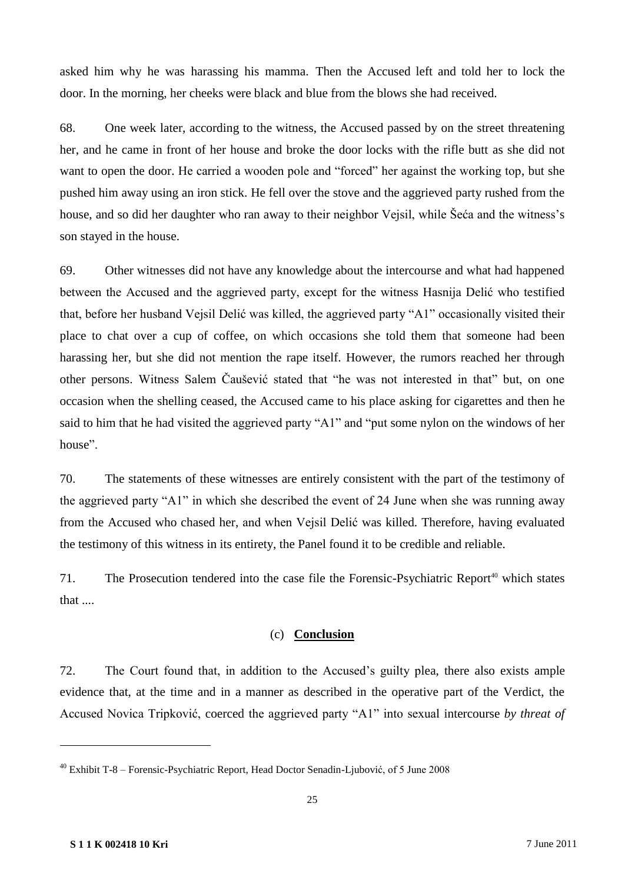asked him why he was harassing his mamma. Then the Accused left and told her to lock the door. In the morning, her cheeks were black and blue from the blows she had received.

68. One week later, according to the witness, the Accused passed by on the street threatening her, and he came in front of her house and broke the door locks with the rifle butt as she did not want to open the door. He carried a wooden pole and "forced" her against the working top, but she pushed him away using an iron stick. He fell over the stove and the aggrieved party rushed from the house, and so did her daughter who ran away to their neighbor Vejsil, while Šeća and the witness's son stayed in the house.

69. Other witnesses did not have any knowledge about the intercourse and what had happened between the Accused and the aggrieved party, except for the witness Hasnija Delić who testified that, before her husband Vejsil Delić was killed, the aggrieved party "A1" occasionally visited their place to chat over a cup of coffee, on which occasions she told them that someone had been harassing her, but she did not mention the rape itself. However, the rumors reached her through other persons. Witness Salem Čaušević stated that "he was not interested in that" but, on one occasion when the shelling ceased, the Accused came to his place asking for cigarettes and then he said to him that he had visited the aggrieved party "A1" and "put some nylon on the windows of her house".

70. The statements of these witnesses are entirely consistent with the part of the testimony of the aggrieved party "A1" in which she described the event of 24 June when she was running away from the Accused who chased her, and when Vejsil Delić was killed. Therefore, having evaluated the testimony of this witness in its entirety, the Panel found it to be credible and reliable.

71. The Prosecution tendered into the case file the Forensic-Psychiatric Report[40] which states that ....

### (c) **Conclusion**

72. The Court found that, in addition to the Accused's guilty plea, there also exists ample evidence that, at the time and in a manner as described in the operative part of the Verdict, the Accused Novica Tripković, coerced the aggrieved party "A1" into sexual intercourse *by threat of*

[40] Exhibit T-8 – Forensic-Psychiatric Report, Head Doctor Senadin-Ljubović, of 5 June 2008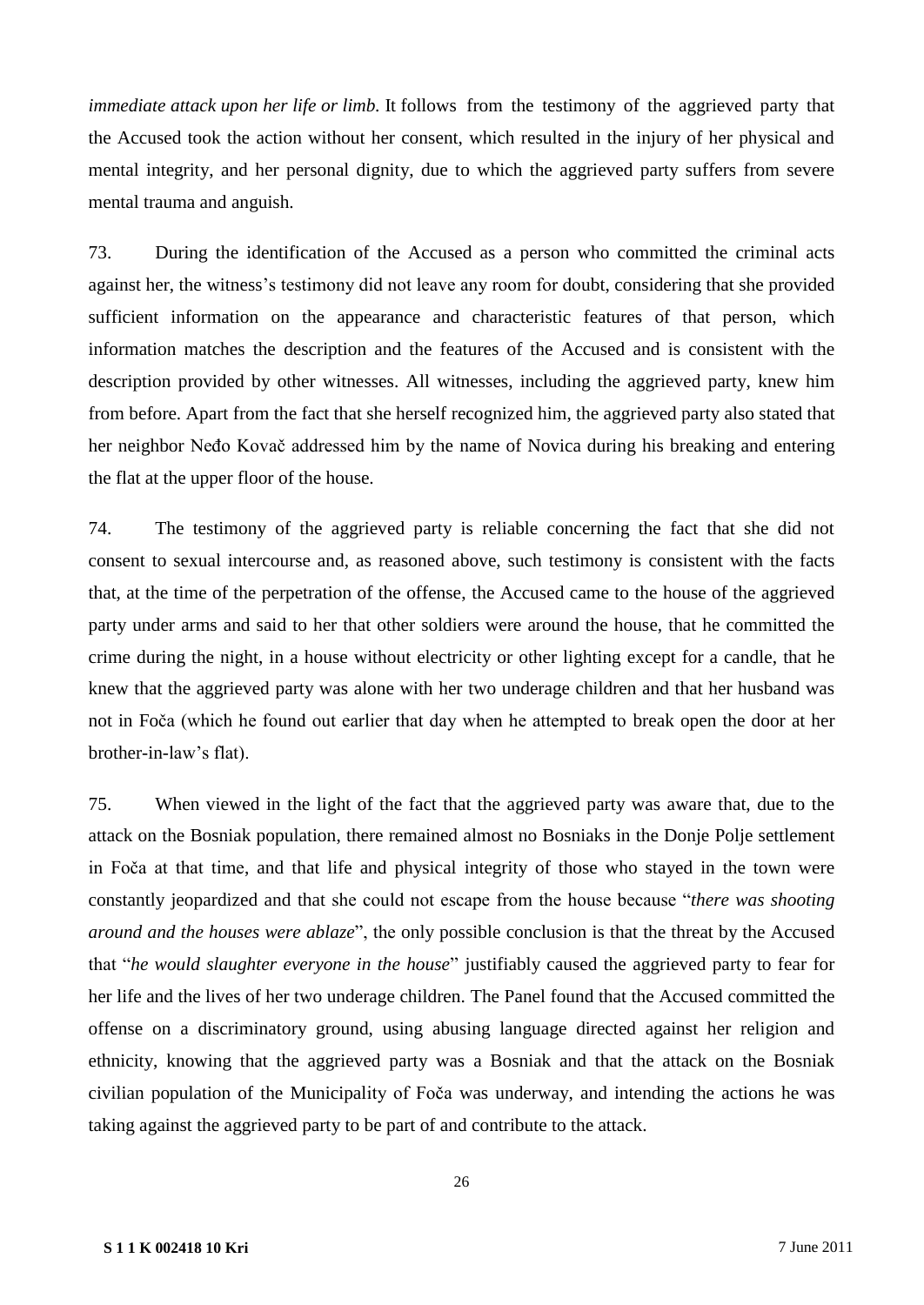*immediate attack upon her life or limb.* It follows from the testimony of the aggrieved party that the Accused took the action without her consent, which resulted in the injury of her physical and mental integrity, and her personal dignity, due to which the aggrieved party suffers from severe mental trauma and anguish.

73. During the identification of the Accused as a person who committed the criminal acts against her, the witness's testimony did not leave any room for doubt, considering that she provided sufficient information on the appearance and characteristic features of that person, which information matches the description and the features of the Accused and is consistent with the description provided by other witnesses. All witnesses, including the aggrieved party, knew him from before. Apart from the fact that she herself recognized him, the aggrieved party also stated that her neighbor Neđo Kovač addressed him by the name of Novica during his breaking and entering the flat at the upper floor of the house.

74. The testimony of the aggrieved party is reliable concerning the fact that she did not consent to sexual intercourse and, as reasoned above, such testimony is consistent with the facts that, at the time of the perpetration of the offense, the Accused came to the house of the aggrieved party under arms and said to her that other soldiers were around the house, that he committed the crime during the night, in a house without electricity or other lighting except for a candle, that he knew that the aggrieved party was alone with her two underage children and that her husband was not in Foča (which he found out earlier that day when he attempted to break open the door at her brother-in-law's flat).

75. When viewed in the light of the fact that the aggrieved party was aware that, due to the attack on the Bosniak population, there remained almost no Bosniaks in the Donje Polje settlement in Foča at that time, and that life and physical integrity of those who stayed in the town were constantly jeopardized and that she could not escape from the house because "*there was shooting around and the houses were ablaze*", the only possible conclusion is that the threat by the Accused that "*he would slaughter everyone in the house*" justifiably caused the aggrieved party to fear for her life and the lives of her two underage children. The Panel found that the Accused committed the offense on a discriminatory ground, using abusing language directed against her religion and ethnicity, knowing that the aggrieved party was a Bosniak and that the attack on the Bosniak civilian population of the Municipality of Foča was underway, and intending the actions he was taking against the aggrieved party to be part of and contribute to the attack.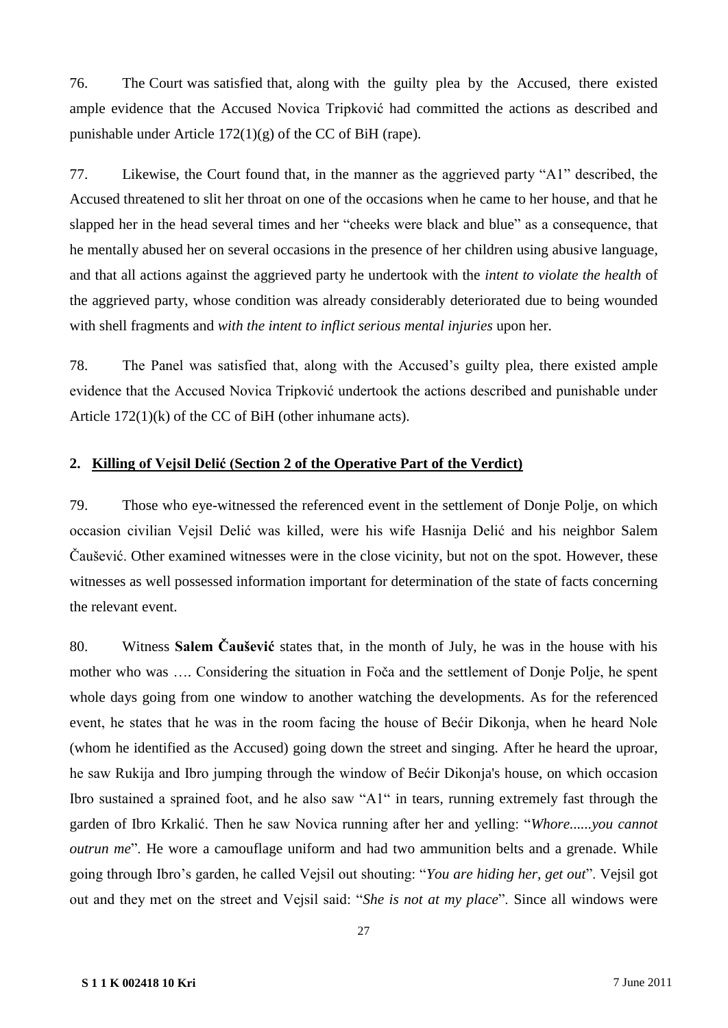76. The Court was satisfied that, along with the guilty plea by the Accused, there existed ample evidence that the Accused Novica Tripković had committed the actions as described and punishable under Article 172(1)(g) of the CC of BiH (rape).

77. Likewise, the Court found that, in the manner as the aggrieved party "A1" described, the Accused threatened to slit her throat on one of the occasions when he came to her house, and that he slapped her in the head several times and her "cheeks were black and blue" as a consequence, that he mentally abused her on several occasions in the presence of her children using abusive language, and that all actions against the aggrieved party he undertook with the *intent to violate the health* of the aggrieved party, whose condition was already considerably deteriorated due to being wounded with shell fragments and *with the intent to inflict serious mental injuries* upon her.

78. The Panel was satisfied that, along with the Accused's guilty plea, there existed ample evidence that the Accused Novica Tripković undertook the actions described and punishable under Article 172(1)(k) of the CC of BiH (other inhumane acts).

**2. Killing of Vejsil Delić (Section 2 of the Operative Part of the Verdict)**

79. Those who eye-witnessed the referenced event in the settlement of Donje Polje, on which occasion civilian Vejsil Delić was killed, were his wife Hasnija Delić and his neighbor Salem Čaušević. Other examined witnesses were in the close vicinity, but not on the spot. However, these witnesses as well possessed information important for determination of the state of facts concerning the relevant event.

80. Witness **Salem Čaušević** states that, in the month of July, he was in the house with his mother who was …. Considering the situation in Foča and the settlement of Donje Polje, he spent whole days going from one window to another watching the developments. As for the referenced event, he states that he was in the room facing the house of Bećir Dikonja, when he heard Nole (whom he identified as the Accused) going down the street and singing. After he heard the uproar, he saw Rukija and Ibro jumping through the window of Bećir Dikonja's house, on which occasion Ibro sustained a sprained foot, and he also saw "A1" in tears, running extremely fast through the garden of Ibro Krkalić. Then he saw Novica running after her and yelling: "*Whore......you cannot outrun me*". He wore a camouflage uniform and had two ammunition belts and a grenade. While going through Ibro's garden, he called Vejsil out shouting: "*You are hiding her, get out*". Vejsil got out and they met on the street and Vejsil said: "*She is not at my place*". Since all windows were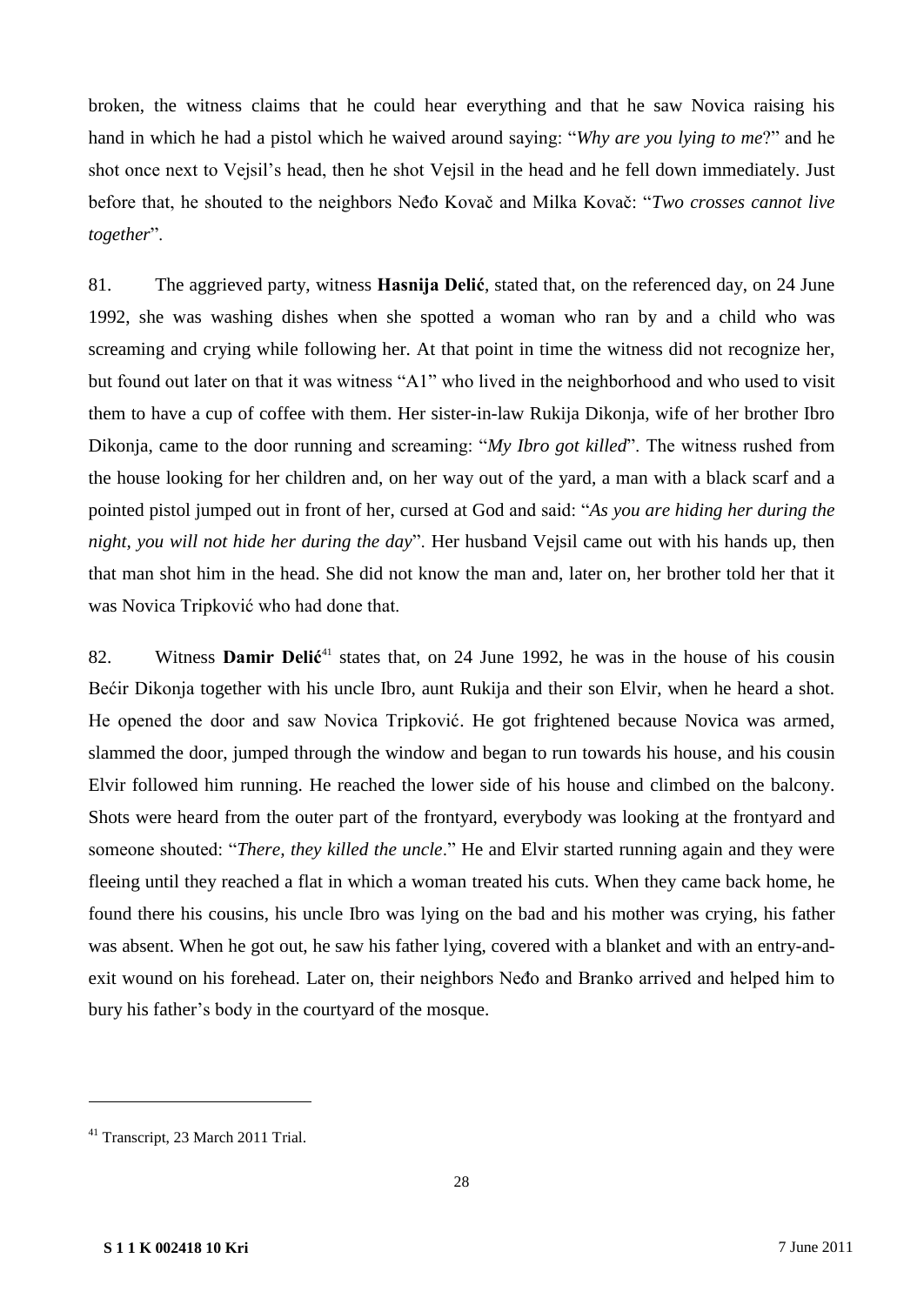broken, the witness claims that he could hear everything and that he saw Novica raising his hand in which he had a pistol which he waived around saying: "*Why are you lying to me*?" and he shot once next to Vejsil's head, then he shot Vejsil in the head and he fell down immediately. Just before that, he shouted to the neighbors Neđo Kovač and Milka Kovač: "*Two crosses cannot live together*".

81. The aggrieved party, witness **Hasnija Delić**, stated that, on the referenced day, on 24 June 1992, she was washing dishes when she spotted a woman who ran by and a child who was screaming and crying while following her. At that point in time the witness did not recognize her, but found out later on that it was witness "A1" who lived in the neighborhood and who used to visit them to have a cup of coffee with them. Her sister-in-law Rukija Dikonja, wife of her brother Ibro Dikonja, came to the door running and screaming: "*My Ibro got killed*". The witness rushed from the house looking for her children and, on her way out of the yard, a man with a black scarf and a pointed pistol jumped out in front of her, cursed at God and said: "*As you are hiding her during the night, you will not hide her during the day*". Her husband Vejsil came out with his hands up, then that man shot him in the head. She did not know the man and, later on, her brother told her that it was Novica Tripković who had done that.

82. Witness **Damir Delić**[41] states that, on 24 June 1992, he was in the house of his cousin Bećir Dikonja together with his uncle Ibro, aunt Rukija and their son Elvir, when he heard a shot. He opened the door and saw Novica Tripković. He got frightened because Novica was armed, slammed the door, jumped through the window and began to run towards his house, and his cousin Elvir followed him running. He reached the lower side of his house and climbed on the balcony. Shots were heard from the outer part of the frontyard, everybody was looking at the frontyard and someone shouted: "*There, they killed the uncle*." He and Elvir started running again and they were fleeing until they reached a flat in which a woman treated his cuts. When they came back home, he found there his cousins, his uncle Ibro was lying on the bad and his mother was crying, his father was absent. When he got out, he saw his father lying, covered with a blanket and with an entry-and-exit wound on his forehead. Later on, their neighbors Neđo and Branko arrived and helped him to bury his father's body in the courtyard of the mosque.

---

[41] Transcript, 23 March 2011 Trial.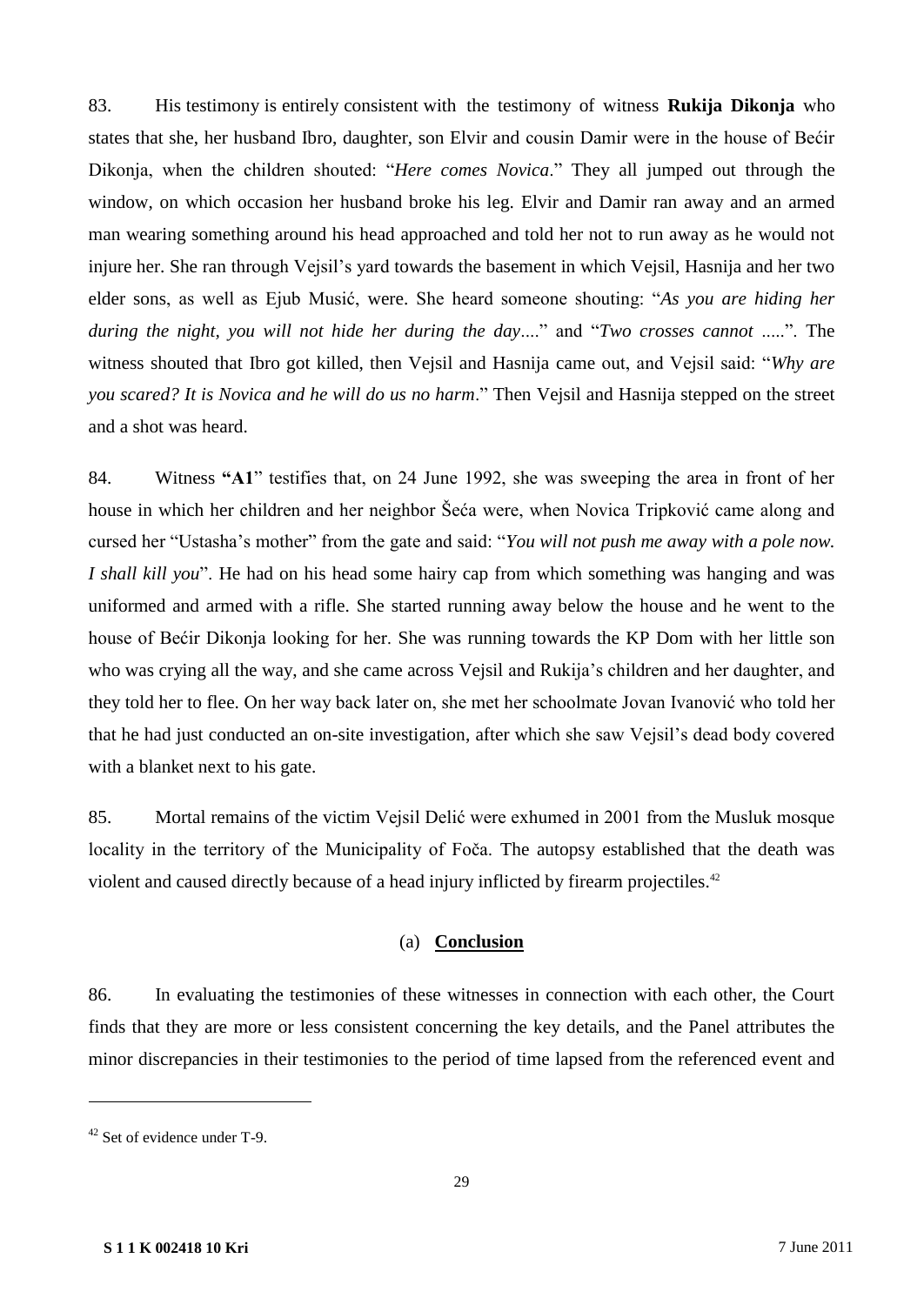83. His testimony is entirely consistent with the testimony of witness **Rukija Dikonja** who states that she, her husband Ibro, daughter, son Elvir and cousin Damir were in the house of Bećir Dikonja, when the children shouted: "*Here comes Novica*." They all jumped out through the window, on which occasion her husband broke his leg. Elvir and Damir ran away and an armed man wearing something around his head approached and told her not to run away as he would not injure her. She ran through Vejsil's yard towards the basement in which Vejsil, Hasnija and her two elder sons, as well as Ejub Musić, were. She heard someone shouting: "*As you are hiding her during the night, you will not hide her during the day*...." and "*Two crosses cannot* .....". The witness shouted that Ibro got killed, then Vejsil and Hasnija came out, and Vejsil said: "*Why are you scared? It is Novica and he will do us no harm*." Then Vejsil and Hasnija stepped on the street and a shot was heard.

84. Witness **"A1**" testifies that, on 24 June 1992, she was sweeping the area in front of her house in which her children and her neighbor Šeća were, when Novica Tripković came along and cursed her "Ustasha's mother" from the gate and said: "*You will not push me away with a pole now. I shall kill you*". He had on his head some hairy cap from which something was hanging and was uniformed and armed with a rifle. She started running away below the house and he went to the house of Bećir Dikonja looking for her. She was running towards the KP Dom with her little son who was crying all the way, and she came across Vejsil and Rukija's children and her daughter, and they told her to flee. On her way back later on, she met her schoolmate Jovan Ivanović who told her that he had just conducted an on-site investigation, after which she saw Vejsil's dead body covered with a blanket next to his gate.

85. Mortal remains of the victim Vejsil Delić were exhumed in 2001 from the Musluk mosque locality in the territory of the Municipality of Foča. The autopsy established that the death was violent and caused directly because of a head injury inflicted by firearm projectiles.[42]

### (a) **Conclusion**

86. In evaluating the testimonies of these witnesses in connection with each other, the Court finds that they are more or less consistent concerning the key details, and the Panel attributes the minor discrepancies in their testimonies to the period of time lapsed from the referenced event and

[42] Set of evidence under T-9.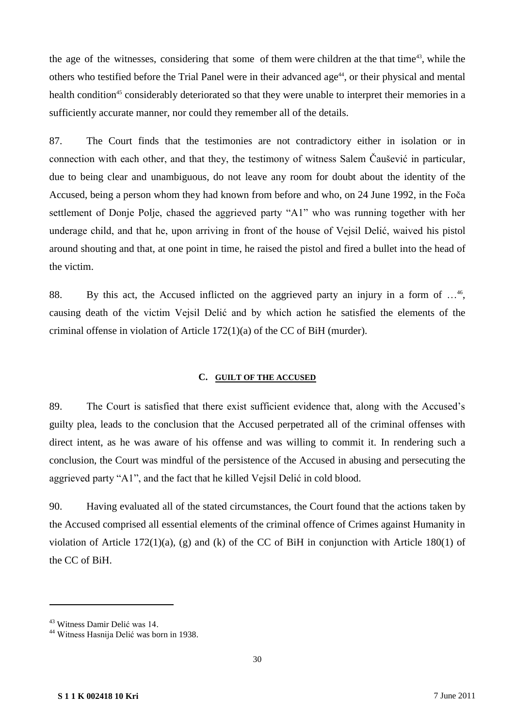the age of the witnesses, considering that some of them were children at the that time[43], while the others who testified before the Trial Panel were in their advanced age[44], or their physical and mental health condition[45] considerably deteriorated so that they were unable to interpret their memories in a sufficiently accurate manner, nor could they remember all of the details.

87. The Court finds that the testimonies are not contradictory either in isolation or in connection with each other, and that they, the testimony of witness Salem Čaušević in particular, due to being clear and unambiguous, do not leave any room for doubt about the identity of the Accused, being a person whom they had known from before and who, on 24 June 1992, in the Foča settlement of Donje Polje, chased the aggrieved party "A1" who was running together with her underage child, and that he, upon arriving in front of the house of Vejsil Delić, waived his pistol around shouting and that, at one point in time, he raised the pistol and fired a bullet into the head of the victim.

88. By this act, the Accused inflicted on the aggrieved party an injury in a form of …[46], causing death of the victim Vejsil Delić and by which action he satisfied the elements of the criminal offense in violation of Article 172(1)(a) of the CC of BiH (murder).

### C. GUILT OF THE ACCUSED

89. The Court is satisfied that there exist sufficient evidence that, along with the Accused's guilty plea, leads to the conclusion that the Accused perpetrated all of the criminal offenses with direct intent, as he was aware of his offense and was willing to commit it. In rendering such a conclusion, the Court was mindful of the persistence of the Accused in abusing and persecuting the aggrieved party "A1", and the fact that he killed Vejsil Delić in cold blood.

90. Having evaluated all of the stated circumstances, the Court found that the actions taken by the Accused comprised all essential elements of the criminal offence of Crimes against Humanity in violation of Article 172(1)(a), (g) and (k) of the CC of BiH in conjunction with Article 180(1) of the CC of BiH.

---

[43] Witness Damir Delić was 14.

[44] Witness Hasnija Delić was born in 1938.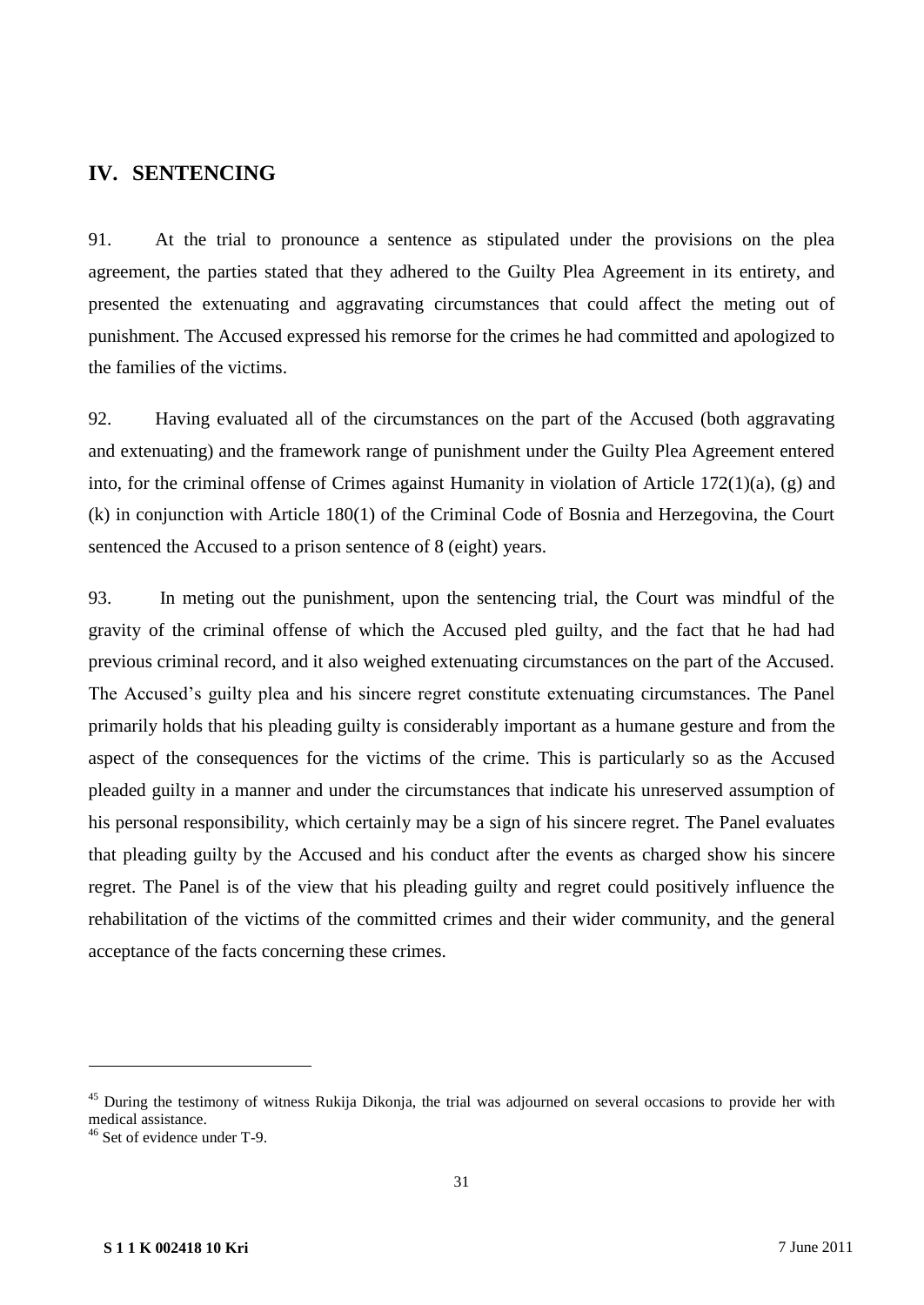## IV. SENTENCING

91. At the trial to pronounce a sentence as stipulated under the provisions on the plea agreement, the parties stated that they adhered to the Guilty Plea Agreement in its entirety, and presented the extenuating and aggravating circumstances that could affect the meting out of punishment. The Accused expressed his remorse for the crimes he had committed and apologized to the families of the victims.

92. Having evaluated all of the circumstances on the part of the Accused (both aggravating and extenuating) and the framework range of punishment under the Guilty Plea Agreement entered into, for the criminal offense of Crimes against Humanity in violation of Article 172(1)(a), (g) and (k) in conjunction with Article 180(1) of the Criminal Code of Bosnia and Herzegovina, the Court sentenced the Accused to a prison sentence of 8 (eight) years.

93. In meting out the punishment, upon the sentencing trial, the Court was mindful of the gravity of the criminal offense of which the Accused pled guilty, and the fact that he had had previous criminal record, and it also weighed extenuating circumstances on the part of the Accused. The Accused's guilty plea and his sincere regret constitute extenuating circumstances. The Panel primarily holds that his pleading guilty is considerably important as a humane gesture and from the aspect of the consequences for the victims of the crime. This is particularly so as the Accused pleaded guilty in a manner and under the circumstances that indicate his unreserved assumption of his personal responsibility, which certainly may be a sign of his sincere regret. The Panel evaluates that pleading guilty by the Accused and his conduct after the events as charged show his sincere regret. The Panel is of the view that his pleading guilty and regret could positively influence the rehabilitation of the victims of the committed crimes and their wider community, and the general acceptance of the facts concerning these crimes.

---

[45] During the testimony of witness Rukija Dikonja, the trial was adjourned on several occasions to provide her with medical assistance.

[46] Set of evidence under T-9.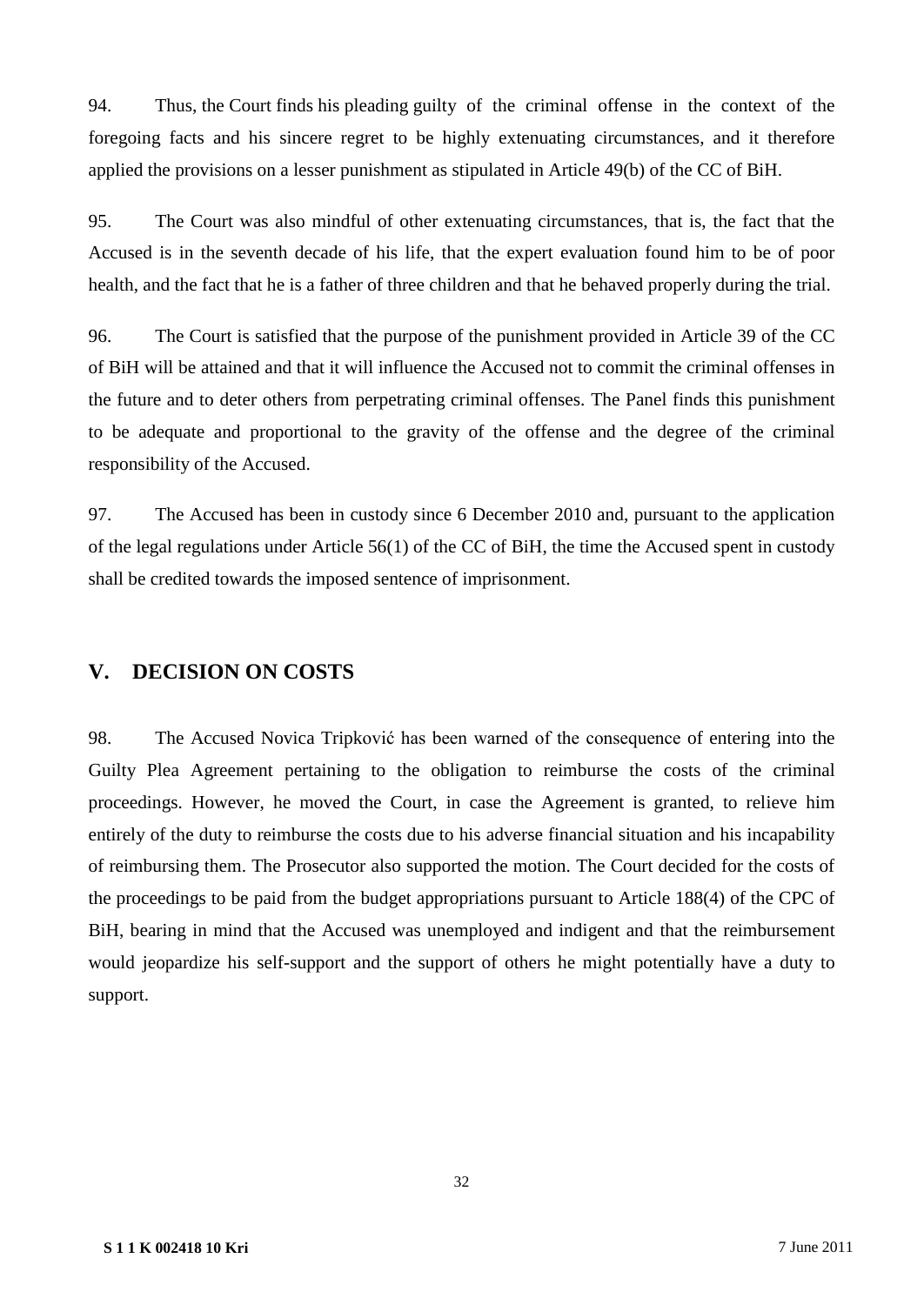94. Thus, the Court finds his pleading guilty of the criminal offense in the context of the foregoing facts and his sincere regret to be highly extenuating circumstances, and it therefore applied the provisions on a lesser punishment as stipulated in Article 49(b) of the CC of BiH.

95. The Court was also mindful of other extenuating circumstances, that is, the fact that the Accused is in the seventh decade of his life, that the expert evaluation found him to be of poor health, and the fact that he is a father of three children and that he behaved properly during the trial.

96. The Court is satisfied that the purpose of the punishment provided in Article 39 of the CC of BiH will be attained and that it will influence the Accused not to commit the criminal offenses in the future and to deter others from perpetrating criminal offenses. The Panel finds this punishment to be adequate and proportional to the gravity of the offense and the degree of the criminal responsibility of the Accused.

97. The Accused has been in custody since 6 December 2010 and, pursuant to the application of the legal regulations under Article 56(1) of the CC of BiH, the time the Accused spent in custody shall be credited towards the imposed sentence of imprisonment.

## V. DECISION ON COSTS

98. The Accused Novica Tripković has been warned of the consequence of entering into the Guilty Plea Agreement pertaining to the obligation to reimburse the costs of the criminal proceedings. However, he moved the Court, in case the Agreement is granted, to relieve him entirely of the duty to reimburse the costs due to his adverse financial situation and his incapability of reimbursing them. The Prosecutor also supported the motion. The Court decided for the costs of the proceedings to be paid from the budget appropriations pursuant to Article 188(4) of the CPC of BiH, bearing in mind that the Accused was unemployed and indigent and that the reimbursement would jeopardize his self-support and the support of others he might potentially have a duty to support.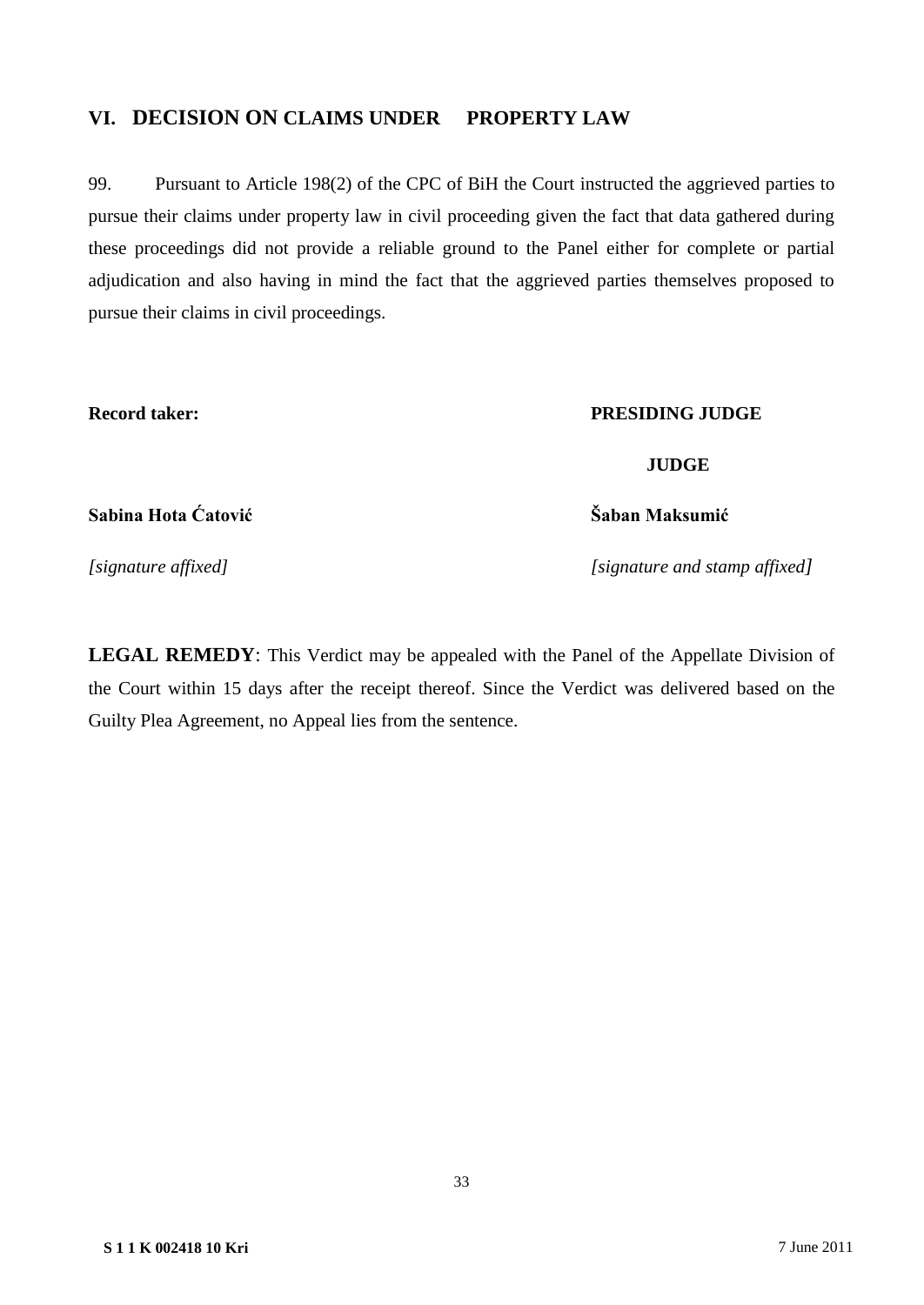## VI. DECISION ON CLAIMS UNDER PROPERTY LAW

99. Pursuant to Article 198(2) of the CPC of BiH the Court instructed the aggrieved parties to pursue their claims under property law in civil proceeding given the fact that data gathered during these proceedings did not provide a reliable ground to the Panel either for complete or partial adjudication and also having in mind the fact that the aggrieved parties themselves proposed to pursue their claims in civil proceedings.

| **Record taker:** | **PRESIDING JUDGE** |
|---|---|
| | **JUDGE** |
| **Sabina Hota Ćatović** | **Šaban Maksumić** |
| *[signature affixed]* | *[signature and stamp affixed]* |

**LEGAL REMEDY**: This Verdict may be appealed with the Panel of the Appellate Division of the Court within 15 days after the receipt thereof. Since the Verdict was delivered based on the Guilty Plea Agreement, no Appeal lies from the sentence.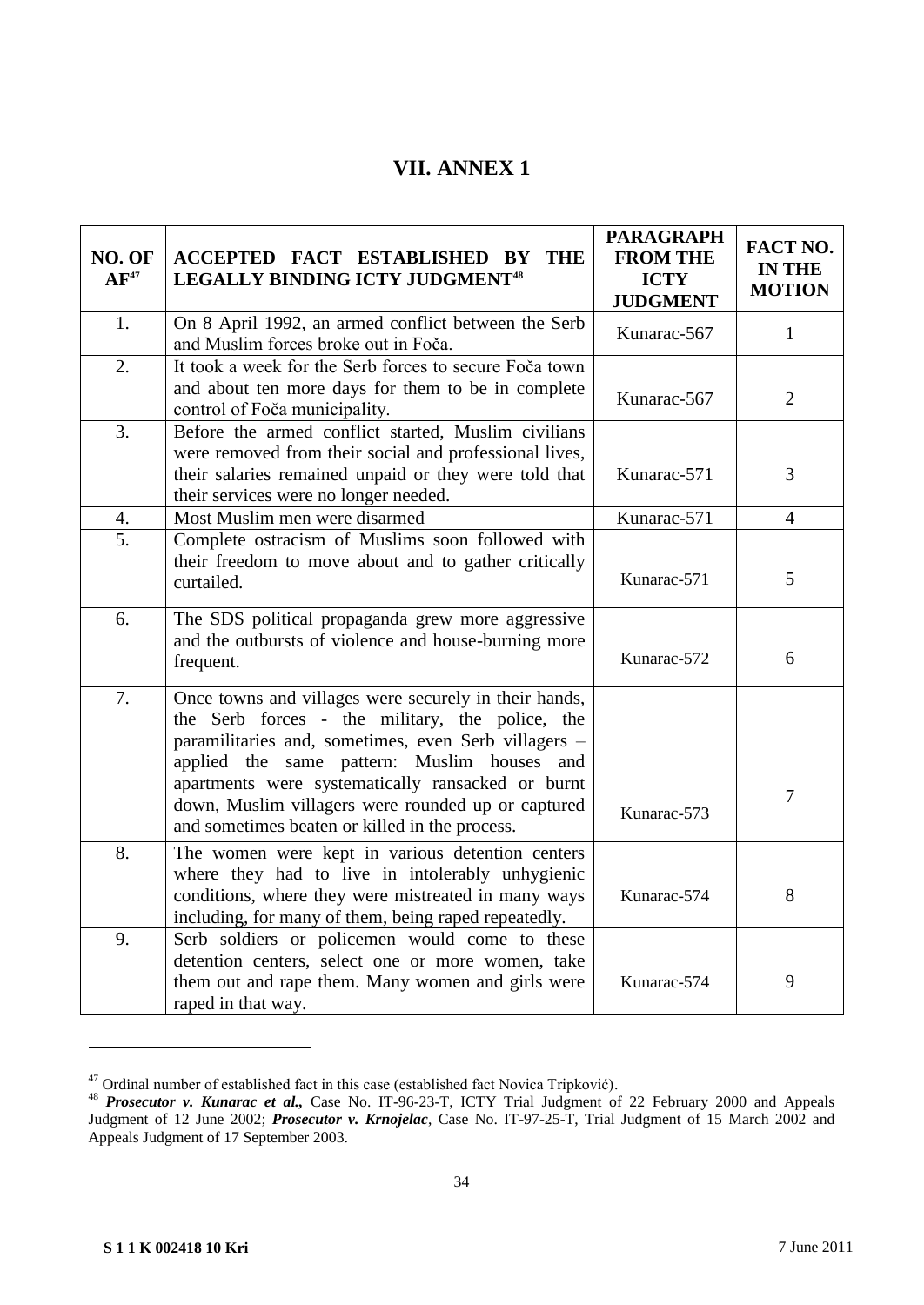# VII. ANNEX 1

| NO. OF AF[47] | ACCEPTED FACT ESTABLISHED BY THE LEGALLY BINDING ICTY JUDGMENT[48] | PARAGRAPH FROM THE ICTY JUDGMENT | FACT NO. IN THE MOTION |
|---|---|---|---|
| 1. | On 8 April 1992, an armed conflict between the Serb and Muslim forces broke out in Foča. | Kunarac-567 | 1 |
| 2. | It took a week for the Serb forces to secure Foča town and about ten more days for them to be in complete control of Foča municipality. | Kunarac-567 | 2 |
| 3. | Before the armed conflict started, Muslim civilians were removed from their social and professional lives, their salaries remained unpaid or they were told that their services were no longer needed. | Kunarac-571 | 3 |
| 4. | Most Muslim men were disarmed | Kunarac-571 | 4 |
| 5. | Complete ostracism of Muslims soon followed with their freedom to move about and to gather critically curtailed. | Kunarac-571 | 5 |
| 6. | The SDS political propaganda grew more aggressive and the outbursts of violence and house-burning more frequent. | Kunarac-572 | 6 |
| 7. | Once towns and villages were securely in their hands, the Serb forces - the military, the police, the paramilitaries and, sometimes, even Serb villagers – applied the same pattern: Muslim houses and apartments were systematically ransacked or burnt down, Muslim villagers were rounded up or captured and sometimes beaten or killed in the process. | Kunarac-573 | 7 |
| 8. | The women were kept in various detention centers where they had to live in intolerably unhygienic conditions, where they were mistreated in many ways including, for many of them, being raped repeatedly. | Kunarac-574 | 8 |
| 9. | Serb soldiers or policemen would come to these detention centers, select one or more women, take them out and rape them. Many women and girls were raped in that way. | Kunarac-574 | 9 |

[47] Ordinal number of established fact in this case (established fact Novica Tripković).

[48] ***Prosecutor v. Kunarac et al.,*** Case No. IT-96-23-T, ICTY Trial Judgment of 22 February 2000 and Appeals Judgment of 12 June 2002; ***Prosecutor v. Krnojelac***, Case No. IT-97-25-T, Trial Judgment of 15 March 2002 and Appeals Judgment of 17 September 2003.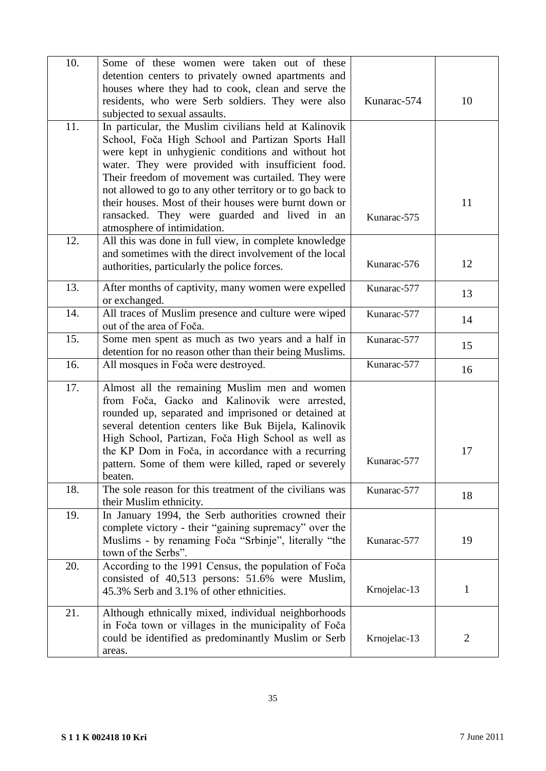| 10. | Some of these women were taken out of these detention centers to privately owned apartments and houses where they had to cook, clean and serve the residents, who were Serb soldiers. They were also subjected to sexual assaults. | Kunarac-574 | 10 |
|---|---|---|---|
| 11. | In particular, the Muslim civilians held at Kalinovik School, Foča High School and Partizan Sports Hall were kept in unhygienic conditions and without hot water. They were provided with insufficient food. Their freedom of movement was curtailed. They were not allowed to go to any other territory or to go back to their houses. Most of their houses were burnt down or ransacked. They were guarded and lived in an atmosphere of intimidation. | Kunarac-575 | 11 |
| 12. | All this was done in full view, in complete knowledge and sometimes with the direct involvement of the local authorities, particularly the police forces. | Kunarac-576 | 12 |
| 13. | After months of captivity, many women were expelled or exchanged. | Kunarac-577 | 13 |
| 14. | All traces of Muslim presence and culture were wiped out of the area of Foča. | Kunarac-577 | 14 |
| 15. | Some men spent as much as two years and a half in detention for no reason other than their being Muslims. | Kunarac-577 | 15 |
| 16. | All mosques in Foča were destroyed. | Kunarac-577 | 16 |
| 17. | Almost all the remaining Muslim men and women from Foča, Gacko and Kalinovik were arrested, rounded up, separated and imprisoned or detained at several detention centers like Buk Bijela, Kalinovik High School, Partizan, Foča High School as well as the KP Dom in Foča, in accordance with a recurring pattern. Some of them were killed, raped or severely beaten. | Kunarac-577 | 17 |
| 18. | The sole reason for this treatment of the civilians was their Muslim ethnicity. | Kunarac-577 | 18 |
| 19. | In January 1994, the Serb authorities crowned their complete victory - their "gaining supremacy" over the Muslims - by renaming Foča "Srbinje", literally "the town of the Serbs". | Kunarac-577 | 19 |
| 20. | According to the 1991 Census, the population of Foča consisted of 40,513 persons: 51.6% were Muslim, 45.3% Serb and 3.1% of other ethnicities. | Krnojelac-13 | 1 |
| 21. | Although ethnically mixed, individual neighborhoods in Foča town or villages in the municipality of Foča could be identified as predominantly Muslim or Serb areas. | Krnojelac-13 | 2 |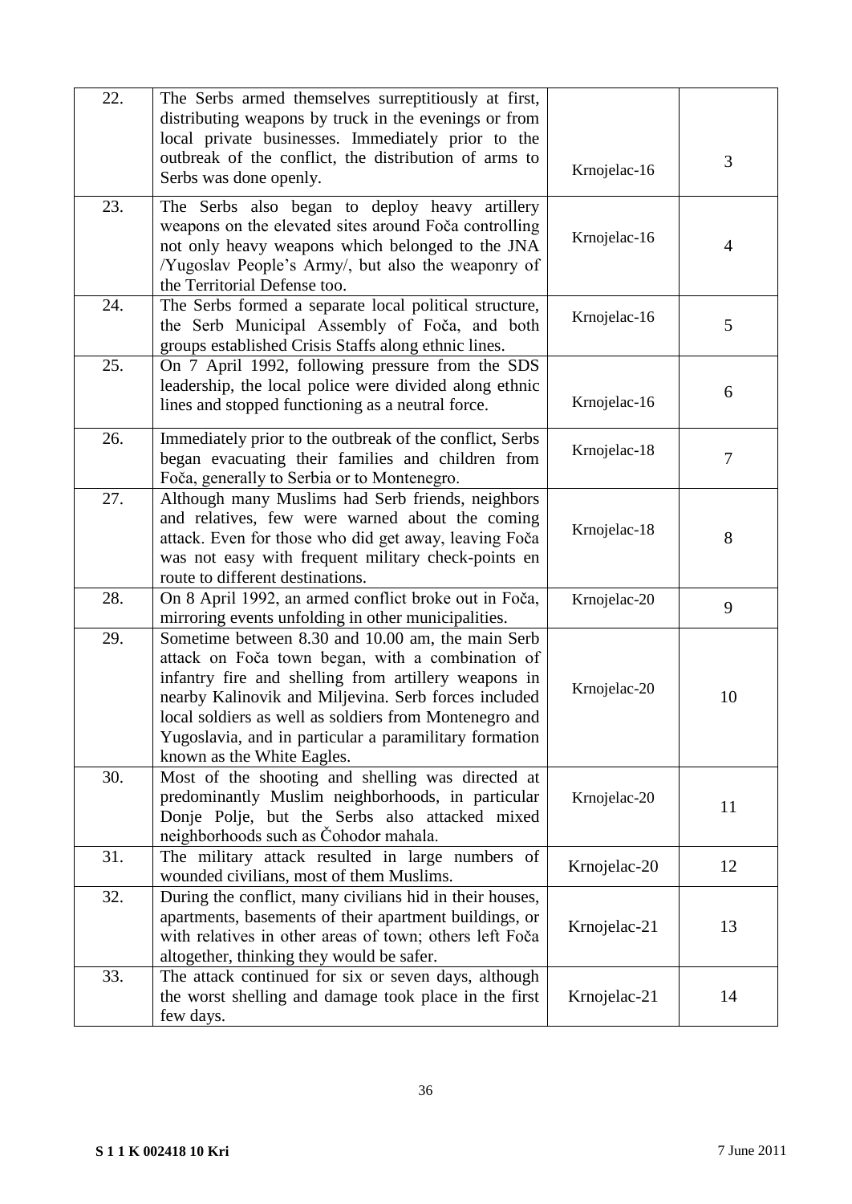| | | | |
|---|---|---|---|
| 22. | The Serbs armed themselves surreptitiously at first, distributing weapons by truck in the evenings or from local private businesses. Immediately prior to the outbreak of the conflict, the distribution of arms to Serbs was done openly. | Krnojelac-16 | 3 |
| 23. | The Serbs also began to deploy heavy artillery weapons on the elevated sites around Foča controlling not only heavy weapons which belonged to the JNA /Yugoslav People's Army/, but also the weaponry of the Territorial Defense too. | Krnojelac-16 | 4 |
| 24. | The Serbs formed a separate local political structure, the Serb Municipal Assembly of Foča, and both groups established Crisis Staffs along ethnic lines. | Krnojelac-16 | 5 |
| 25. | On 7 April 1992, following pressure from the SDS leadership, the local police were divided along ethnic lines and stopped functioning as a neutral force. | Krnojelac-16 | 6 |
| 26. | Immediately prior to the outbreak of the conflict, Serbs began evacuating their families and children from Foča, generally to Serbia or to Montenegro. | Krnojelac-18 | 7 |
| 27. | Although many Muslims had Serb friends, neighbors and relatives, few were warned about the coming attack. Even for those who did get away, leaving Foča was not easy with frequent military check-points en route to different destinations. | Krnojelac-18 | 8 |
| 28. | On 8 April 1992, an armed conflict broke out in Foča, mirroring events unfolding in other municipalities. | Krnojelac-20 | 9 |
| 29. | Sometime between 8.30 and 10.00 am, the main Serb attack on Foča town began, with a combination of infantry fire and shelling from artillery weapons in nearby Kalinovik and Miljevina. Serb forces included local soldiers as well as soldiers from Montenegro and Yugoslavia, and in particular a paramilitary formation known as the White Eagles. | Krnojelac-20 | 10 |
| 30. | Most of the shooting and shelling was directed at predominantly Muslim neighborhoods, in particular Donje Polje, but the Serbs also attacked mixed neighborhoods such as Čohodor mahala. | Krnojelac-20 | 11 |
| 31. | The military attack resulted in large numbers of wounded civilians, most of them Muslims. | Krnojelac-20 | 12 |
| 32. | During the conflict, many civilians hid in their houses, apartments, basements of their apartment buildings, or with relatives in other areas of town; others left Foča altogether, thinking they would be safer. | Krnojelac-21 | 13 |
| 33. | The attack continued for six or seven days, although the worst shelling and damage took place in the first few days. | Krnojelac-21 | 14 |

**S 1 1 K 002418 10 Kri** 7 June 2011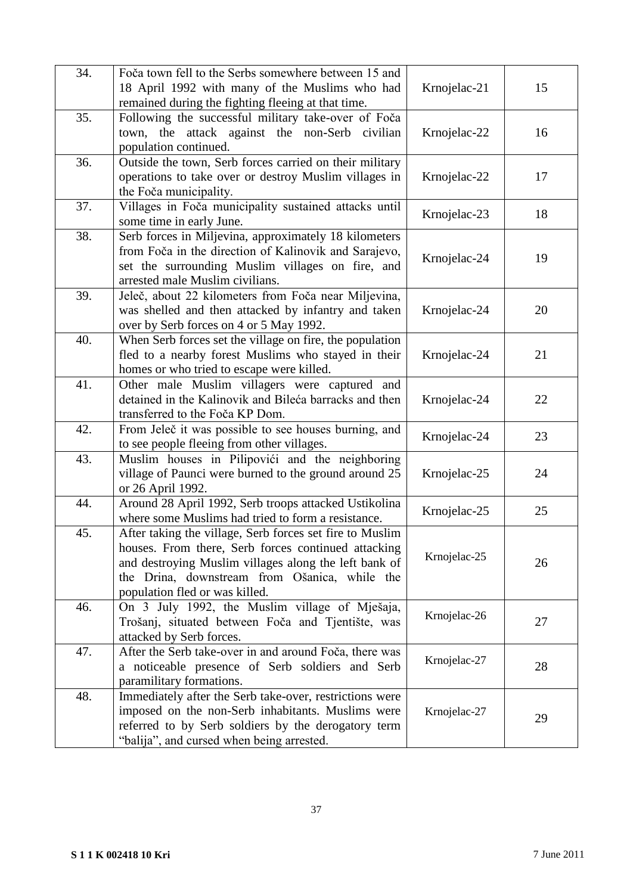| | | | |
|---|---|---|---|
| 34. | Foča town fell to the Serbs somewhere between 15 and 18 April 1992 with many of the Muslims who had remained during the fighting fleeing at that time. | Krnojelac-21 | 15 |
| 35. | Following the successful military take-over of Foča town, the attack against the non-Serb civilian population continued. | Krnojelac-22 | 16 |
| 36. | Outside the town, Serb forces carried on their military operations to take over or destroy Muslim villages in the Foča municipality. | Krnojelac-22 | 17 |
| 37. | Villages in Foča municipality sustained attacks until some time in early June. | Krnojelac-23 | 18 |
| 38. | Serb forces in Miljevina, approximately 18 kilometers from Foča in the direction of Kalinovik and Sarajevo, set the surrounding Muslim villages on fire, and arrested male Muslim civilians. | Krnojelac-24 | 19 |
| 39. | Jeleč, about 22 kilometers from Foča near Miljevina, was shelled and then attacked by infantry and taken over by Serb forces on 4 or 5 May 1992. | Krnojelac-24 | 20 |
| 40. | When Serb forces set the village on fire, the population fled to a nearby forest Muslims who stayed in their homes or who tried to escape were killed. | Krnojelac-24 | 21 |
| 41. | Other male Muslim villagers were captured and detained in the Kalinovik and Bileća barracks and then transferred to the Foča KP Dom. | Krnojelac-24 | 22 |
| 42. | From Jeleč it was possible to see houses burning, and to see people fleeing from other villages. | Krnojelac-24 | 23 |
| 43. | Muslim houses in Pilipovići and the neighboring village of Paunci were burned to the ground around 25 or 26 April 1992. | Krnojelac-25 | 24 |
| 44. | Around 28 April 1992, Serb troops attacked Ustikolina where some Muslims had tried to form a resistance. | Krnojelac-25 | 25 |
| 45. | After taking the village, Serb forces set fire to Muslim houses. From there, Serb forces continued attacking and destroying Muslim villages along the left bank of the Drina, downstream from Ošanica, while the population fled or was killed. | Krnojelac-25 | 26 |
| 46. | On 3 July 1992, the Muslim village of Mješaja, Trošanj, situated between Foča and Tjentište, was attacked by Serb forces. | Krnojelac-26 | 27 |
| 47. | After the Serb take-over in and around Foča, there was a noticeable presence of Serb soldiers and Serb paramilitary formations. | Krnojelac-27 | 28 |
| 48. | Immediately after the Serb take-over, restrictions were imposed on the non-Serb inhabitants. Muslims were referred to by Serb soldiers by the derogatory term "balija", and cursed when being arrested. | Krnojelac-27 | 29 |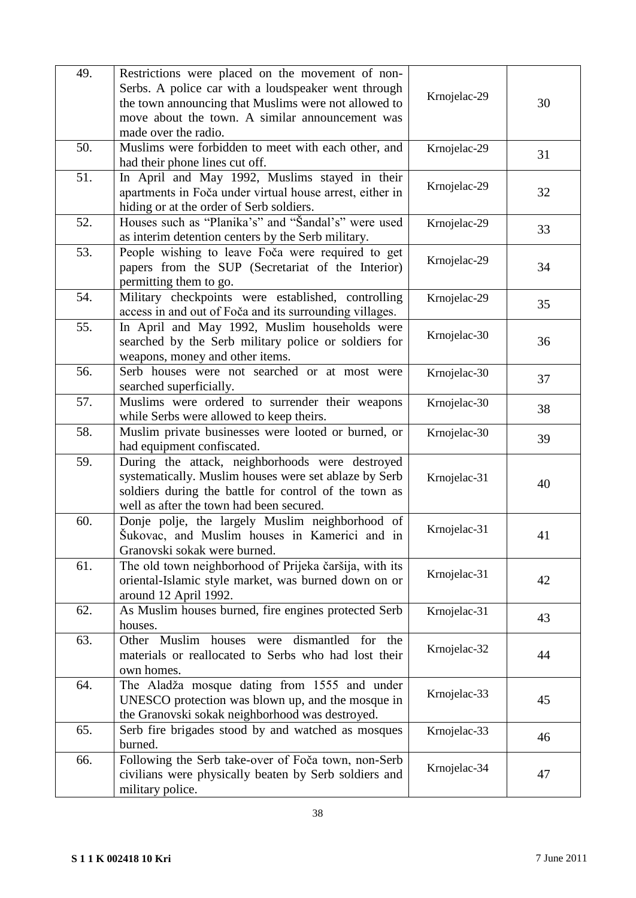| | | | |
|---|---|---|---|
| 49. | Restrictions were placed on the movement of non-Serbs. A police car with a loudspeaker went through the town announcing that Muslims were not allowed to move about the town. A similar announcement was made over the radio. | Krnojelac-29 | 30 |
| 50. | Muslims were forbidden to meet with each other, and had their phone lines cut off. | Krnojelac-29 | 31 |
| 51. | In April and May 1992, Muslims stayed in their apartments in Foča under virtual house arrest, either in hiding or at the order of Serb soldiers. | Krnojelac-29 | 32 |
| 52. | Houses such as "Planika's" and "Šandal's" were used as interim detention centers by the Serb military. | Krnojelac-29 | 33 |
| 53. | People wishing to leave Foča were required to get papers from the SUP (Secretariat of the Interior) permitting them to go. | Krnojelac-29 | 34 |
| 54. | Military checkpoints were established, controlling access in and out of Foča and its surrounding villages. | Krnojelac-29 | 35 |
| 55. | In April and May 1992, Muslim households were searched by the Serb military police or soldiers for weapons, money and other items. | Krnojelac-30 | 36 |
| 56. | Serb houses were not searched or at most were searched superficially. | Krnojelac-30 | 37 |
| 57. | Muslims were ordered to surrender their weapons while Serbs were allowed to keep theirs. | Krnojelac-30 | 38 |
| 58. | Muslim private businesses were looted or burned, or had equipment confiscated. | Krnojelac-30 | 39 |
| 59. | During the attack, neighborhoods were destroyed systematically. Muslim houses were set ablaze by Serb soldiers during the battle for control of the town as well as after the town had been secured. | Krnojelac-31 | 40 |
| 60. | Donje polje, the largely Muslim neighborhood of Šukovac, and Muslim houses in Kamerici and in Granovski sokak were burned. | Krnojelac-31 | 41 |
| 61. | The old town neighborhood of Prijeka čaršija, with its oriental-Islamic style market, was burned down on or around 12 April 1992. | Krnojelac-31 | 42 |
| 62. | As Muslim houses burned, fire engines protected Serb houses. | Krnojelac-31 | 43 |
| 63. | Other Muslim houses were dismantled for the materials or reallocated to Serbs who had lost their own homes. | Krnojelac-32 | 44 |
| 64. | The Aladža mosque dating from 1555 and under UNESCO protection was blown up, and the mosque in the Granovski sokak neighborhood was destroyed. | Krnojelac-33 | 45 |
| 65. | Serb fire brigades stood by and watched as mosques burned. | Krnojelac-33 | 46 |
| 66. | Following the Serb take-over of Foča town, non-Serb civilians were physically beaten by Serb soldiers and military police. | Krnojelac-34 | 47 |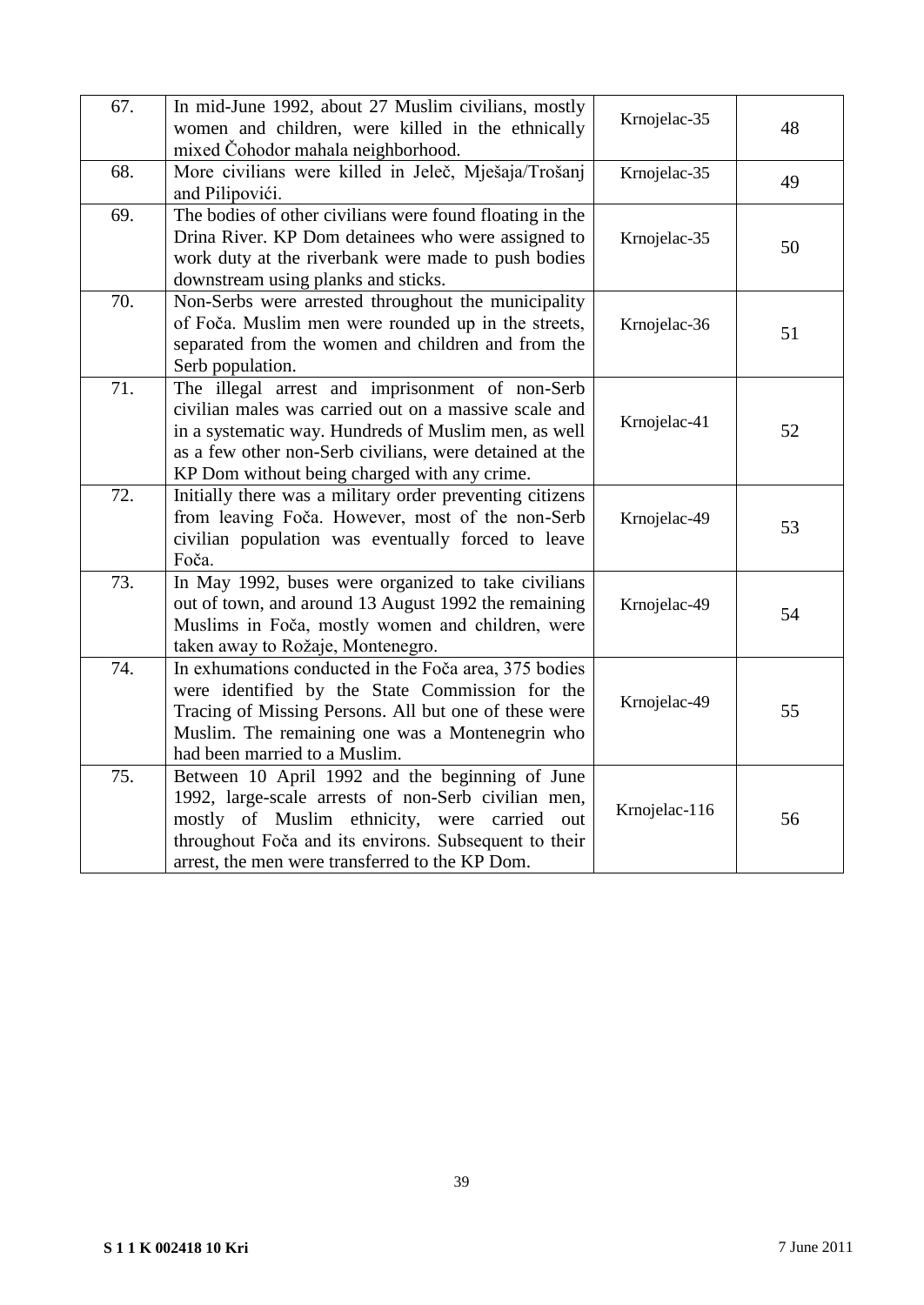| | | | |
|---|---|---|---|
| 67. | In mid-June 1992, about 27 Muslim civilians, mostly women and children, were killed in the ethnically mixed Čohodor mahala neighborhood. | Krnojelac-35 | 48 |
| 68. | More civilians were killed in Jeleč, Mješaja/Trošanj and Pilipovići. | Krnojelac-35 | 49 |
| 69. | The bodies of other civilians were found floating in the Drina River. KP Dom detainees who were assigned to work duty at the riverbank were made to push bodies downstream using planks and sticks. | Krnojelac-35 | 50 |
| 70. | Non-Serbs were arrested throughout the municipality of Foča. Muslim men were rounded up in the streets, separated from the women and children and from the Serb population. | Krnojelac-36 | 51 |
| 71. | The illegal arrest and imprisonment of non-Serb civilian males was carried out on a massive scale and in a systematic way. Hundreds of Muslim men, as well as a few other non-Serb civilians, were detained at the KP Dom without being charged with any crime. | Krnojelac-41 | 52 |
| 72. | Initially there was a military order preventing citizens from leaving Foča. However, most of the non-Serb civilian population was eventually forced to leave Foča. | Krnojelac-49 | 53 |
| 73. | In May 1992, buses were organized to take civilians out of town, and around 13 August 1992 the remaining Muslims in Foča, mostly women and children, were taken away to Rožaje, Montenegro. | Krnojelac-49 | 54 |
| 74. | In exhumations conducted in the Foča area, 375 bodies were identified by the State Commission for the Tracing of Missing Persons. All but one of these were Muslim. The remaining one was a Montenegrin who had been married to a Muslim. | Krnojelac-49 | 55 |
| 75. | Between 10 April 1992 and the beginning of June 1992, large-scale arrests of non-Serb civilian men, mostly of Muslim ethnicity, were carried out throughout Foča and its environs. Subsequent to their arrest, the men were transferred to the KP Dom. | Krnojelac-116 | 56 |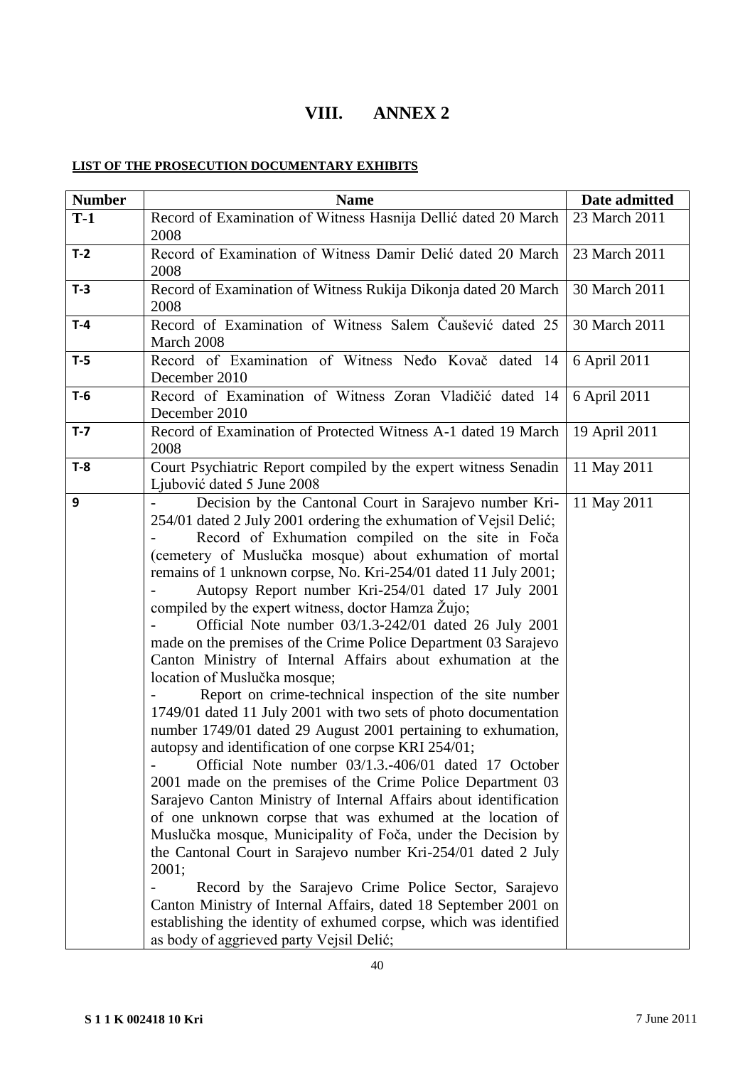# VIII. ANNEX 2

**LIST OF THE PROSECUTION DOCUMENTARY EXHIBITS**

| Number | Name | Date admitted |
|---|---|---|
| **T-1** | Record of Examination of Witness Hasnija Dellić dated 20 March 2008 | 23 March 2011 |
| **T-2** | Record of Examination of Witness Damir Delić dated 20 March 2008 | 23 March 2011 |
| **T-3** | Record of Examination of Witness Rukija Dikonja dated 20 March 2008 | 30 March 2011 |
| **T-4** | Record of Examination of Witness Salem Čaušević dated 25 March 2008 | 30 March 2011 |
| **T-5** | Record of Examination of Witness Neđo Kovač dated 14 December 2010 | 6 April 2011 |
| **T-6** | Record of Examination of Witness Zoran Vladičić dated 14 December 2010 | 6 April 2011 |
| **T-7** | Record of Examination of Protected Witness A-1 dated 19 March 2008 | 19 April 2011 |
| **T-8** | Court Psychiatric Report compiled by the expert witness Senadin Ljubović dated 5 June 2008 | 11 May 2011 |
| **9** | - Decision by the Cantonal Court in Sarajevo number Kri-254/01 dated 2 July 2001 ordering the exhumation of Vejsil Delić;<br>- Record of Exhumation compiled on the site in Foča (cemetery of Muslučka mosque) about exhumation of mortal remains of 1 unknown corpse, No. Kri-254/01 dated 11 July 2001;<br>- Autopsy Report number Kri-254/01 dated 17 July 2001 compiled by the expert witness, doctor Hamza Žujo;<br>- Official Note number 03/1.3-242/01 dated 26 July 2001 made on the premises of the Crime Police Department 03 Sarajevo Canton Ministry of Internal Affairs about exhumation at the location of Muslučka mosque;<br>- Report on crime-technical inspection of the site number 1749/01 dated 11 July 2001 with two sets of photo documentation number 1749/01 dated 29 August 2001 pertaining to exhumation, autopsy and identification of one corpse KRI 254/01;<br>- Official Note number 03/1.3.-406/01 dated 17 October 2001 made on the premises of the Crime Police Department 03 Sarajevo Canton Ministry of Internal Affairs about identification of one unknown corpse that was exhumed at the location of Muslučka mosque, Municipality of Foča, under the Decision by the Cantonal Court in Sarajevo number Kri-254/01 dated 2 July 2001;<br>- Record by the Sarajevo Crime Police Sector, Sarajevo Canton Ministry of Internal Affairs, dated 18 September 2001 on establishing the identity of exhumed corpse, which was identified as body of aggrieved party Vejsil Delić; | 11 May 2011 |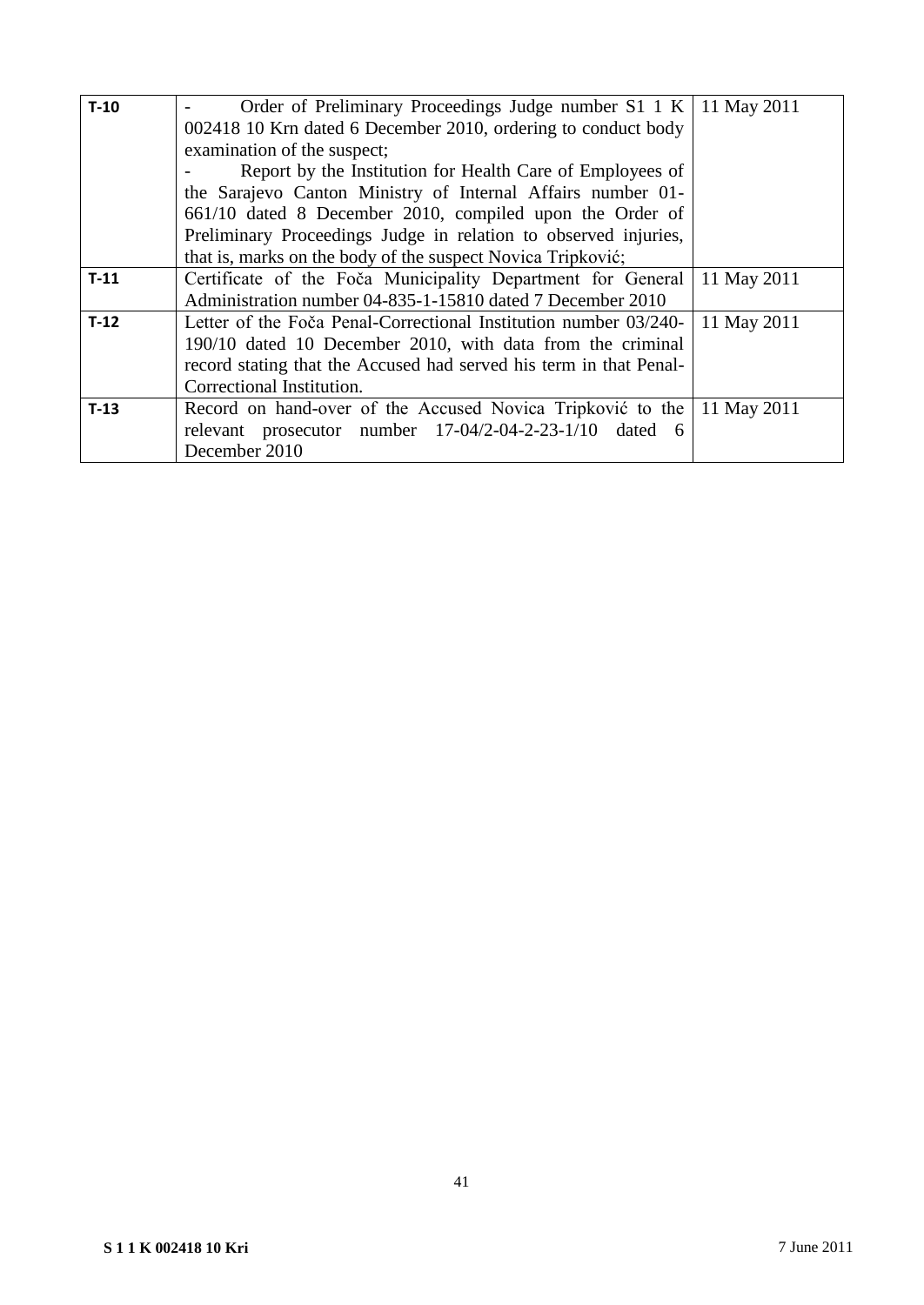| | | |
|---|---|---|
| **T-10** | - Order of Preliminary Proceedings Judge number S1 1 K 002418 10 Krn dated 6 December 2010, ordering to conduct body examination of the suspect;<br>- Report by the Institution for Health Care of Employees of the Sarajevo Canton Ministry of Internal Affairs number 01-661/10 dated 8 December 2010, compiled upon the Order of Preliminary Proceedings Judge in relation to observed injuries, that is, marks on the body of the suspect Novica Tripković; | 11 May 2011 |
| **T-11** | Certificate of the Foča Municipality Department for General Administration number 04-835-1-15810 dated 7 December 2010 | 11 May 2011 |
| **T-12** | Letter of the Foča Penal-Correctional Institution number 03/240-190/10 dated 10 December 2010, with data from the criminal record stating that the Accused had served his term in that Penal-Correctional Institution. | 11 May 2011 |
| **T-13** | Record on hand-over of the Accused Novica Tripković to the relevant prosecutor number 17-04/2-04-2-23-1/10 dated 6 December 2010 | 11 May 2011 |